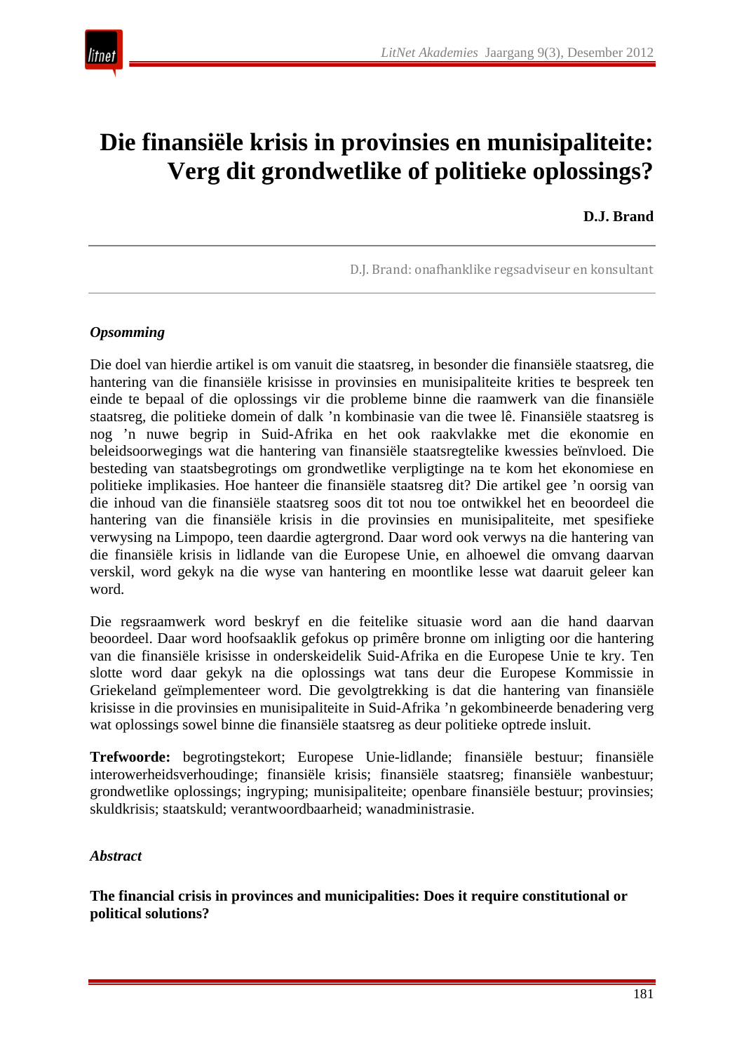# Die finansiële krisis in provinsies en munisipaliteite: Verg dit grondwetlike of politieke oplossings?

**D.J. Brand**

D.J. Brand: onafhanklike regsadviseur en konsultant

### *Opsomming*

Die doel van hierdie artikel is om vanuit die staatsreg, in besonder die finansiële staatsreg, die hantering van die finansiële krisisse in provinsies en munisipaliteite krities te bespreek ten einde te bepaal of die oplossings vir die probleme binne die raamwerk van die finansiële staatsreg, die politieke domein of dalk 'n kombinasie van die twee lê. Finansiële staatsreg is nog 'n nuwe begrip in Suid-Afrika en het ook raakvlakke met die ekonomie en beleidsoorwegings wat die hantering van finansiële staatsregtelike kwessies beïnvloed. Die besteding van staatsbegrotings om grondwetlike verpligtinge na te kom het ekonomiese en politieke implikasies. Hoe hanteer die finansiële staatsreg dit? Die artikel gee 'n oorsig van die inhoud van die finansiële staatsreg soos dit tot nou toe ontwikkel het en beoordeel die hantering van die finansiële krisis in die provinsies en munisipaliteite, met spesifieke verwysing na Limpopo, teen daardie agtergrond. Daar word ook verwys na die hantering van die finansiële krisis in lidlande van die Europese Unie, en alhoewel die omvang daarvan verskil, word gekyk na die wyse van hantering en moontlike lesse wat daaruit geleer kan word.

Die regsraamwerk word beskryf en die feitelike situasie word aan die hand daarvan beoordeel. Daar word hoofsaaklik gefokus op primêre bronne om inligting oor die hantering van die finansiële krisisse in onderskeidelik Suid-Afrika en die Europese Unie te kry. Ten slotte word daar gekyk na die oplossings wat tans deur die Europese Kommissie in Griekeland geïmplementeer word. Die gevolgtrekking is dat die hantering van finansiële krisisse in die provinsies en munisipaliteite in Suid-Afrika 'n gekombineerde benadering verg wat oplossings sowel binne die finansiële staatsreg as deur politieke optrede insluit.

**Trefwoorde:** begrotingstekort; Europese Unie-lidlande; finansiële bestuur; finansiële interowerheidsverhoudinge; finansiële krisis; finansiële staatsreg; finansiële wanbestuur; grondwetlike oplossings; ingryping; munisipaliteite; openbare finansiële bestuur; provinsies; skuldkrisis; staatskuld; verantwoordbaarheid; wanadministrasie.

### *Abstract*

**The financial crisis in provinces and municipalities: Does it require constitutional or political solutions?**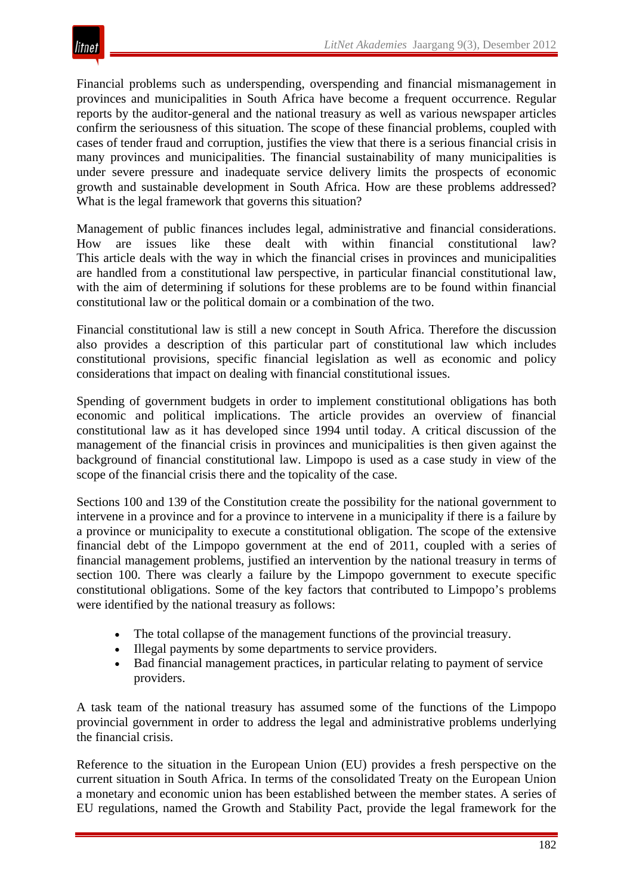Financial problems such as underspending, overspending and financial mismanagement in provinces and municipalities in South Africa have become a frequent occurrence. Regular reports by the auditor-general and the national treasury as well as various newspaper articles confirm the seriousness of this situation. The scope of these financial problems, coupled with cases of tender fraud and corruption, justifies the view that there is a serious financial crisis in many provinces and municipalities. The financial sustainability of many municipalities is under severe pressure and inadequate service delivery limits the prospects of economic growth and sustainable development in South Africa. How are these problems addressed? What is the legal framework that governs this situation?

Management of public finances includes legal, administrative and financial considerations. How are issues like these dealt with within financial constitutional law? This article deals with the way in which the financial crises in provinces and municipalities are handled from a constitutional law perspective, in particular financial constitutional law, with the aim of determining if solutions for these problems are to be found within financial constitutional law or the political domain or a combination of the two.

Financial constitutional law is still a new concept in South Africa. Therefore the discussion also provides a description of this particular part of constitutional law which includes constitutional provisions, specific financial legislation as well as economic and policy considerations that impact on dealing with financial constitutional issues.

Spending of government budgets in order to implement constitutional obligations has both economic and political implications. The article provides an overview of financial constitutional law as it has developed since 1994 until today. A critical discussion of the management of the financial crisis in provinces and municipalities is then given against the background of financial constitutional law. Limpopo is used as a case study in view of the scope of the financial crisis there and the topicality of the case.

Sections 100 and 139 of the Constitution create the possibility for the national government to intervene in a province and for a province to intervene in a municipality if there is a failure by a province or municipality to execute a constitutional obligation. The scope of the extensive financial debt of the Limpopo government at the end of 2011, coupled with a series of financial management problems, justified an intervention by the national treasury in terms of section 100. There was clearly a failure by the Limpopo government to execute specific constitutional obligations. Some of the key factors that contributed to Limpopo's problems were identified by the national treasury as follows:

- The total collapse of the management functions of the provincial treasury.
- Illegal payments by some departments to service providers.
- Bad financial management practices, in particular relating to payment of service providers.

A task team of the national treasury has assumed some of the functions of the Limpopo provincial government in order to address the legal and administrative problems underlying the financial crisis.

Reference to the situation in the European Union (EU) provides a fresh perspective on the current situation in South Africa. In terms of the consolidated Treaty on the European Union a monetary and economic union has been established between the member states. A series of EU regulations, named the Growth and Stability Pact, provide the legal framework for the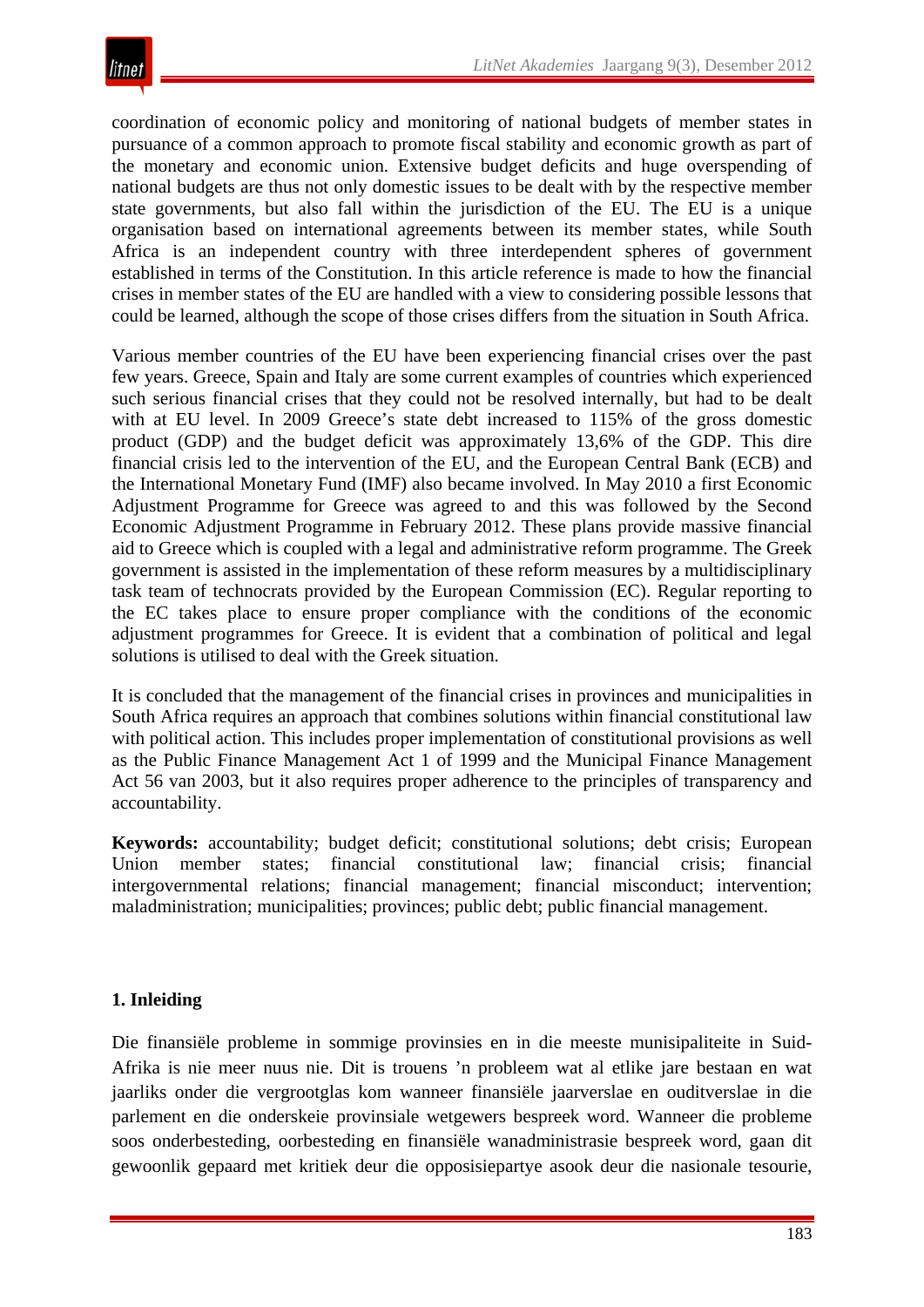coordination of economic policy and monitoring of national budgets of member states in pursuance of a common approach to promote fiscal stability and economic growth as part of the monetary and economic union. Extensive budget deficits and huge overspending of national budgets are thus not only domestic issues to be dealt with by the respective member state governments, but also fall within the jurisdiction of the EU. The EU is a unique organisation based on international agreements between its member states, while South Africa is an independent country with three interdependent spheres of government established in terms of the Constitution. In this article reference is made to how the financial crises in member states of the EU are handled with a view to considering possible lessons that could be learned, although the scope of those crises differs from the situation in South Africa.

Various member countries of the EU have been experiencing financial crises over the past few years. Greece, Spain and Italy are some current examples of countries which experienced such serious financial crises that they could not be resolved internally, but had to be dealt with at EU level. In 2009 Greece's state debt increased to 115% of the gross domestic product (GDP) and the budget deficit was approximately 13,6% of the GDP. This dire financial crisis led to the intervention of the EU, and the European Central Bank (ECB) and the International Monetary Fund (IMF) also became involved. In May 2010 a first Economic Adjustment Programme for Greece was agreed to and this was followed by the Second Economic Adjustment Programme in February 2012. These plans provide massive financial aid to Greece which is coupled with a legal and administrative reform programme. The Greek government is assisted in the implementation of these reform measures by a multidisciplinary task team of technocrats provided by the European Commission (EC). Regular reporting to the EC takes place to ensure proper compliance with the conditions of the economic adjustment programmes for Greece. It is evident that a combination of political and legal solutions is utilised to deal with the Greek situation.

It is concluded that the management of the financial crises in provinces and municipalities in South Africa requires an approach that combines solutions within financial constitutional law with political action. This includes proper implementation of constitutional provisions as well as the Public Finance Management Act 1 of 1999 and the Municipal Finance Management Act 56 van 2003, but it also requires proper adherence to the principles of transparency and accountability.

**Keywords:** accountability; budget deficit; constitutional solutions; debt crisis; European Union member states; financial constitutional law; financial crisis; financial intergovernmental relations; financial management; financial misconduct; intervention; maladministration; municipalities; provinces; public debt; public financial management.

## 1. Inleiding

Die finansiële probleme in sommige provinsies en in die meeste munisipaliteite in Suid-Afrika is nie meer nuus nie. Dit is trouens 'n probleem wat al etlike jare bestaan en wat jaarliks onder die vergrootglas kom wanneer finansiële jaarverslae en ouditverslae in die parlement en die onderskeie provinsiale wetgewers bespreek word. Wanneer die probleme soos onderbesteding, oorbesteding en finansiële wanadministrasie bespreek word, gaan dit gewoonlik gepaard met kritiek deur die opposisiepartye asook deur die nasionale tesourie,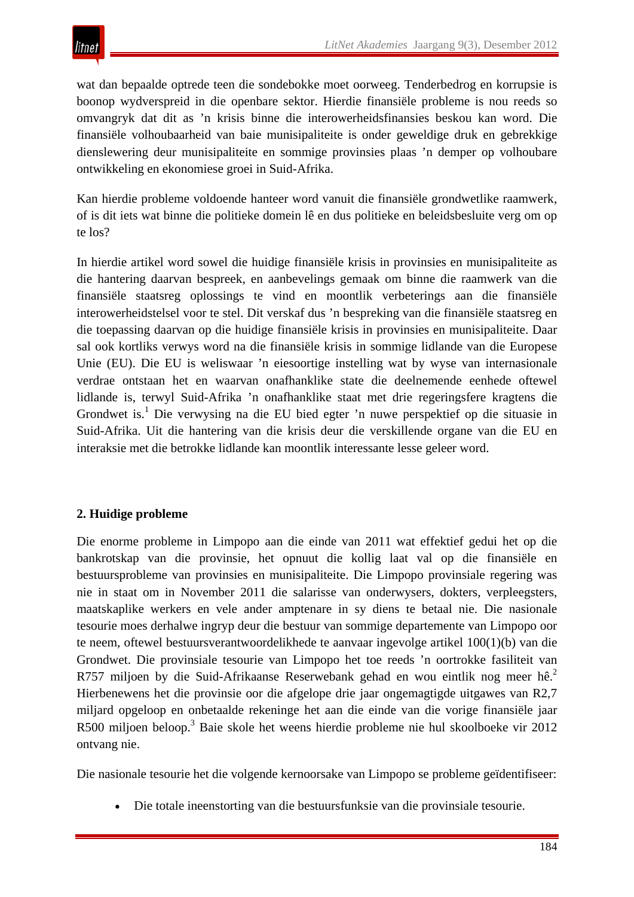wat dan bepaalde optrede teen die sondebokke moet oorweeg. Tenderbedrog en korrupsie is boonop wydverspreid in die openbare sektor. Hierdie finansiële probleme is nou reeds so omvangryk dat dit as ’n krisis binne die interowerheidsfinansies beskou kan word. Die finansiële volhoubaarheid van baie munisipaliteite is onder geweldige druk en gebrekkige dienslewering deur munisipaliteite en sommige provinsies plaas ’n demper op volhoubare ontwikkeling en ekonomiese groei in Suid-Afrika.

Kan hierdie probleme voldoende hanteer word vanuit die finansiële grondwetlike raamwerk, of is dit iets wat binne die politieke domein lê en dus politieke en beleidsbesluite verg om op te los?

In hierdie artikel word sowel die huidige finansiële krisis in provinsies en munisipaliteite as die hantering daarvan bespreek, en aanbevelings gemaak om binne die raamwerk van die finansiële staatsreg oplossings te vind en moontlik verbeterings aan die finansiële interowerheidstelsel voor te stel. Dit verskaf dus ’n bespreking van die finansiële staatsreg en die toepassing daarvan op die huidige finansiële krisis in provinsies en munisipaliteite. Daar sal ook kortliks verwys word na die finansiële krisis in sommige lidlande van die Europese Unie (EU). Die EU is weliswaar ’n eiesoortige instelling wat by wyse van internasionale verdrae ontstaan het en waarvan onafhanklike state die deelnemende eenhede oftewel lidlande is, terwyl Suid-Afrika ’n onafhanklike staat met drie regeringsfere kragtens die Grondwet is.[1] Die verwysing na die EU bied egter ’n nuwe perspektief op die situasie in Suid-Afrika. Uit die hantering van die krisis deur die verskillende organe van die EU en interaksie met die betrokke lidlande kan moontlik interessante lesse geleer word.

## 2. Huidige probleme

Die enorme probleme in Limpopo aan die einde van 2011 wat effektief gedui het op die bankrotskap van die provinsie, het opnuut die kollig laat val op die finansiële en bestuursprobleme van provinsies en munisipaliteite. Die Limpopo provinsiale regering was nie in staat om in November 2011 die salarisse van onderwysers, dokters, verpleegsters, maatskaplike werkers en vele ander amptenare in sy diens te betaal nie. Die nasionale tesourie moes derhalwe ingryp deur die bestuur van sommige departemente van Limpopo oor te neem, oftewel bestuursverantwoordelikhede te aanvaar ingevolge artikel 100(1)(b) van die Grondwet. Die provinsiale tesourie van Limpopo het toe reeds ’n oortrokke fasiliteit van R757 miljoen by die Suid-Afrikaanse Reserwebank gehad en wou eintlik nog meer hê.[2] Hierbenewens het die provinsie oor die afgelope drie jaar ongemagtigde uitgawes van R2,7 miljard opgeloop en onbetaalde rekeninge het aan die einde van die vorige finansiële jaar R500 miljoen beloop.[3] Baie skole het weens hierdie probleme nie hul skoolboeke vir 2012 ontvang nie.

Die nasionale tesourie het die volgende kernoorsake van Limpopo se probleme geïdentifiseer:

- Die totale ineenstorting van die bestuursfunksie van die provinsiale tesourie.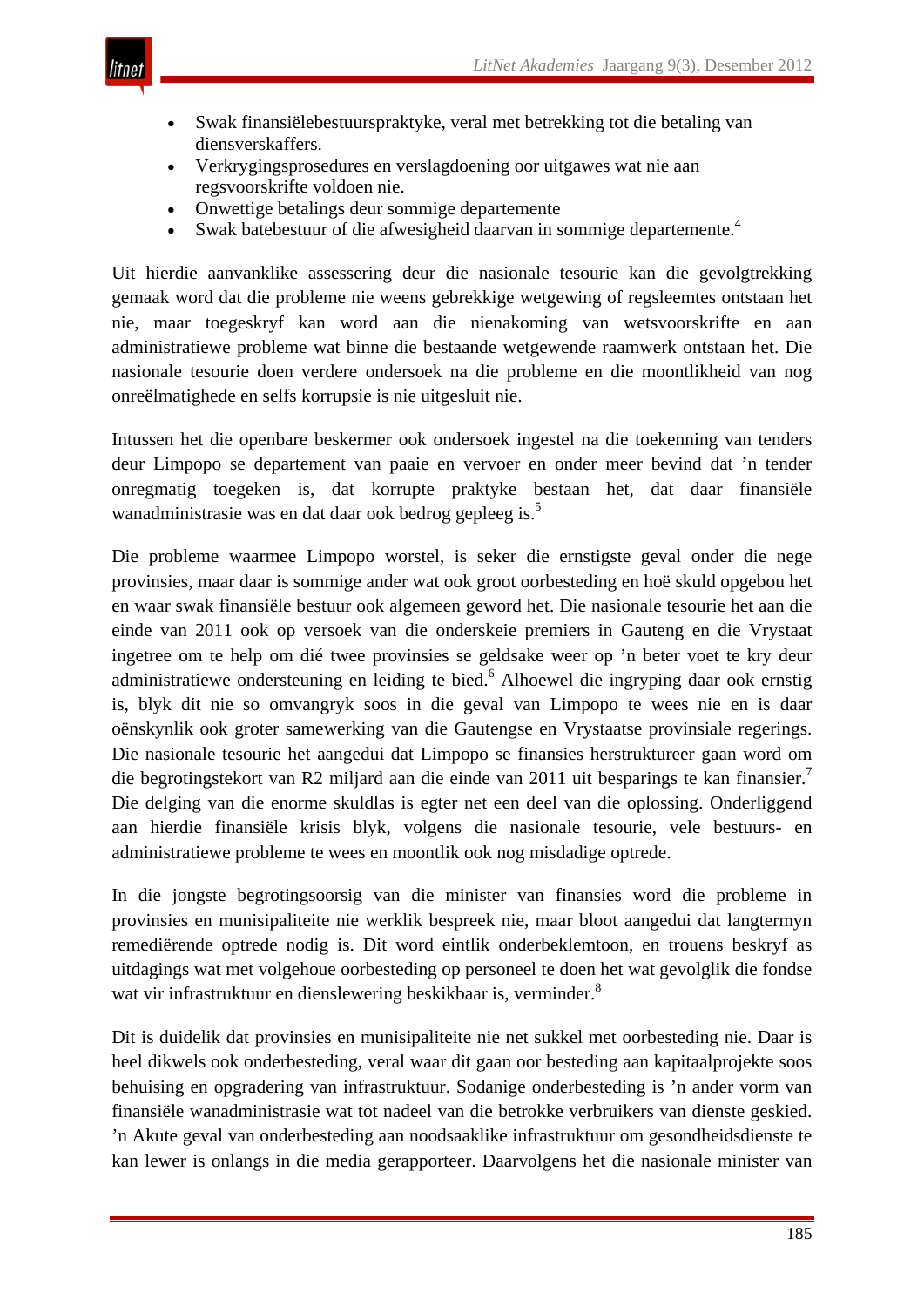- Swak finansiëlebestuurspraktyke, veral met betrekking tot die betaling van diensverskaffers.
- Verkrygingsprosedures en verslagdoening oor uitgawes wat nie aan regsvoorskrifte voldoen nie.
- Onwettige betalings deur sommige departemente
- Swak batebestuur of die afwesigheid daarvan in sommige departemente.[4]

Uit hierdie aanvanklike assessering deur die nasionale tesourie kan die gevolgtrekking gemaak word dat die probleme nie weens gebrekkige wetgewing of regsleemtes ontstaan het nie, maar toegeskryf kan word aan die nienakoming van wetsvoorskrifte en aan administratiewe probleme wat binne die bestaande wetgewende raamwerk ontstaan het. Die nasionale tesourie doen verdere ondersoek na die probleme en die moontlikheid van nog onreëlmatighede en selfs korrupsie is nie uitgesluit nie.

Intussen het die openbare beskermer ook ondersoek ingestel na die toekenning van tenders deur Limpopo se departement van paaie en vervoer en onder meer bevind dat 'n tender onregmatig toegeken is, dat korrupte praktyke bestaan het, dat daar finansiële wanadministrasie was en dat daar ook bedrog gepleeg is.[5]

Die probleme waarmee Limpopo worstel, is seker die ernstigste geval onder die nege provinsies, maar daar is sommige ander wat ook groot oorbesteding en hoë skuld opgebou het en waar swak finansiële bestuur ook algemeen geword het. Die nasionale tesourie het aan die einde van 2011 ook op versoek van die onderskeie premiers in Gauteng en die Vrystaat ingetree om te help om dié twee provinsies se geldsake weer op 'n beter voet te kry deur administratiewe ondersteuning en leiding te bied.[6] Alhoewel die ingryping daar ook ernstig is, blyk dit nie so omvangryk soos in die geval van Limpopo te wees nie en is daar oënskynlik ook groter samewerking van die Gautengse en Vrystaatse provinsiale regerings. Die nasionale tesourie het aangedui dat Limpopo se finansies herstruktureer gaan word om die begrotingstekort van R2 miljard aan die einde van 2011 uit besparings te kan finansier.[7] Die delging van die enorme skuldlas is egter net een deel van die oplossing. Onderliggend aan hierdie finansiële krisis blyk, volgens die nasionale tesourie, vele bestuurs- en administratiewe probleme te wees en moontlik ook nog misdadige optrede.

In die jongste begrotingsoorsig van die minister van finansies word die probleme in provinsies en munisipaliteite nie werklik bespreek nie, maar bloot aangedui dat langtermyn remediërende optrede nodig is. Dit word eintlik onderbeklemtoon, en trouens beskryf as uitdagings wat met volgehoue oorbesteding op personeel te doen het wat gevolglik die fondse wat vir infrastruktuur en dienslewering beskikbaar is, verminder.[8]

Dit is duidelik dat provinsies en munisipaliteite nie net sukkel met oorbesteding nie. Daar is heel dikwels ook onderbesteding, veral waar dit gaan oor besteding aan kapitaalprojekte soos behuising en opgradering van infrastruktuur. Sodanige onderbesteding is 'n ander vorm van finansiële wanadministrasie wat tot nadeel van die betrokke verbruikers van dienste geskied. 'n Akute geval van onderbesteding aan noodsaaklike infrastruktuur om gesondheidsdienste te kan lewer is onlangs in die media gerapporteer. Daarvolgens het die nasionale minister van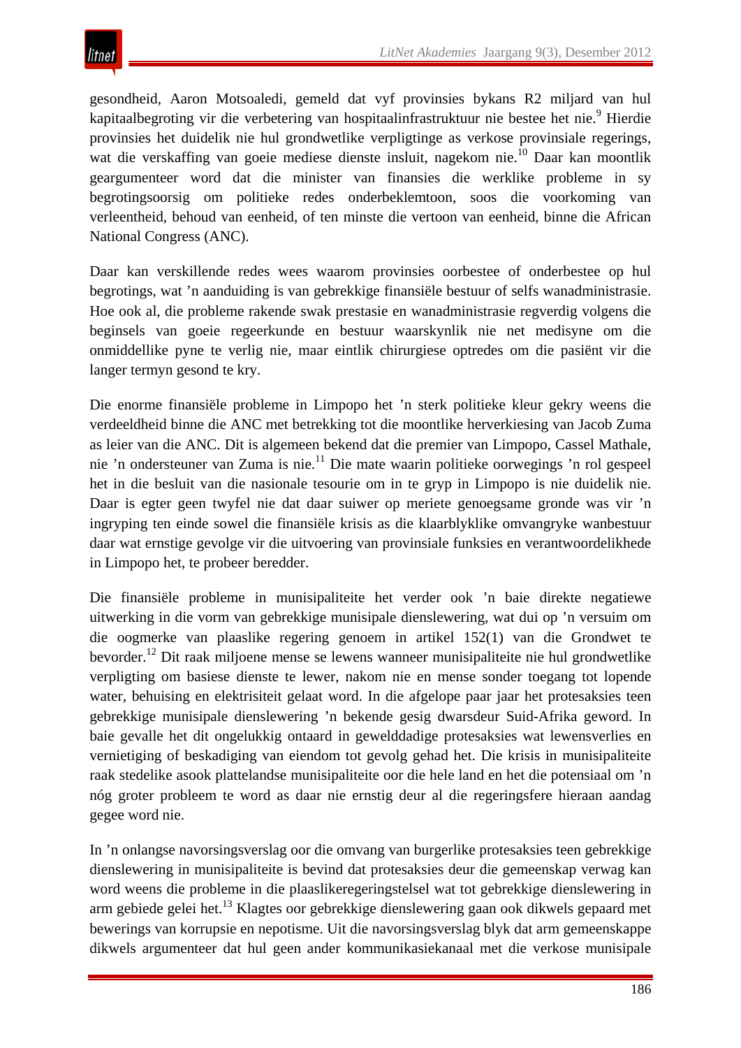gesondheid, Aaron Motsoaledi, gemeld dat vyf provinsies bykans R2 miljard van hul kapitaalbegroting vir die verbetering van hospitaalinfrastruktuur nie bestee het nie.[9] Hierdie provinsies het duidelik nie hul grondwetlike verpligtinge as verkose provinsiale regerings, wat die verskaffing van goeie mediese dienste insluit, nagekom nie.[10] Daar kan moontlik geargumenteer word dat die minister van finansies die werklike probleme in sy begrotingsoorsig om politieke redes onderbeklemtoon, soos die voorkoming van verleentheid, behoud van eenheid, of ten minste die vertoon van eenheid, binne die African National Congress (ANC).

Daar kan verskillende redes wees waarom provinsies oorbestee of onderbestee op hul begrotings, wat ’n aanduiding is van gebrekkige finansiële bestuur of selfs wanadministrasie. Hoe ook al, die probleme rakende swak prestasie en wanadministrasie regverdig volgens die beginsels van goeie regeerkunde en bestuur waarskynlik nie net medisyne om die onmiddellike pyne te verlig nie, maar eintlik chirurgiese optredes om die pasiënt vir die langer termyn gesond te kry.

Die enorme finansiële probleme in Limpopo het ’n sterk politieke kleur gekry weens die verdeeldheid binne die ANC met betrekking tot die moontlike herverkiesing van Jacob Zuma as leier van die ANC. Dit is algemeen bekend dat die premier van Limpopo, Cassel Mathale, nie ’n ondersteuner van Zuma is nie.[11] Die mate waarin politieke oorwegings ’n rol gespeel het in die besluit van die nasionale tesourie om in te gryp in Limpopo is nie duidelik nie. Daar is egter geen twyfel nie dat daar suiwer op meriete genoegsame gronde was vir ’n ingryping ten einde sowel die finansiële krisis as die klaarblyklike omvangryke wanbestuur daar wat ernstige gevolge vir die uitvoering van provinsiale funksies en verantwoordelikhede in Limpopo het, te probeer beredder.

Die finansiële probleme in munisipaliteite het verder ook ’n baie direkte negatiewe uitwerking in die vorm van gebrekkige munisipale dienslewering, wat dui op ’n versuim om die oogmerke van plaaslike regering genoem in artikel 152(1) van die Grondwet te bevorder.[12] Dit raak miljoene mense se lewens wanneer munisipaliteite nie hul grondwetlike verpligting om basiese dienste te lewer, nakom nie en mense sonder toegang tot lopende water, behuising en elektrisiteit gelaat word. In die afgelope paar jaar het protesaksies teen gebrekkige munisipale dienslewering ’n bekende gesig dwarsdeur Suid-Afrika geword. In baie gevalle het dit ongelukkig ontaard in gewelddadige protesaksies wat lewensverlies en vernietiging of beskadiging van eiendom tot gevolg gehad het. Die krisis in munisipaliteite raak stedelike asook plattelandse munisipaliteite oor die hele land en het die potensiaal om ’n nóg groter probleem te word as daar nie ernstig deur al die regeringsfere hieraan aandag gegee word nie.

In ’n onlangse navorsingsverslag oor die omvang van burgerlike protesaksies teen gebrekkige dienslewering in munisipaliteite is bevind dat protesaksies deur die gemeenskap verwag kan word weens die probleme in die plaaslikeregeringstelsel wat tot gebrekkige dienslewering in arm gebiede gelei het.[13] Klagtes oor gebrekkige dienslewering gaan ook dikwels gepaard met bewerings van korrupsie en nepotisme. Uit die navorsingsverslag blyk dat arm gemeenskappe dikwels argumenteer dat hul geen ander kommunikasiekanaal met die verkose munisipale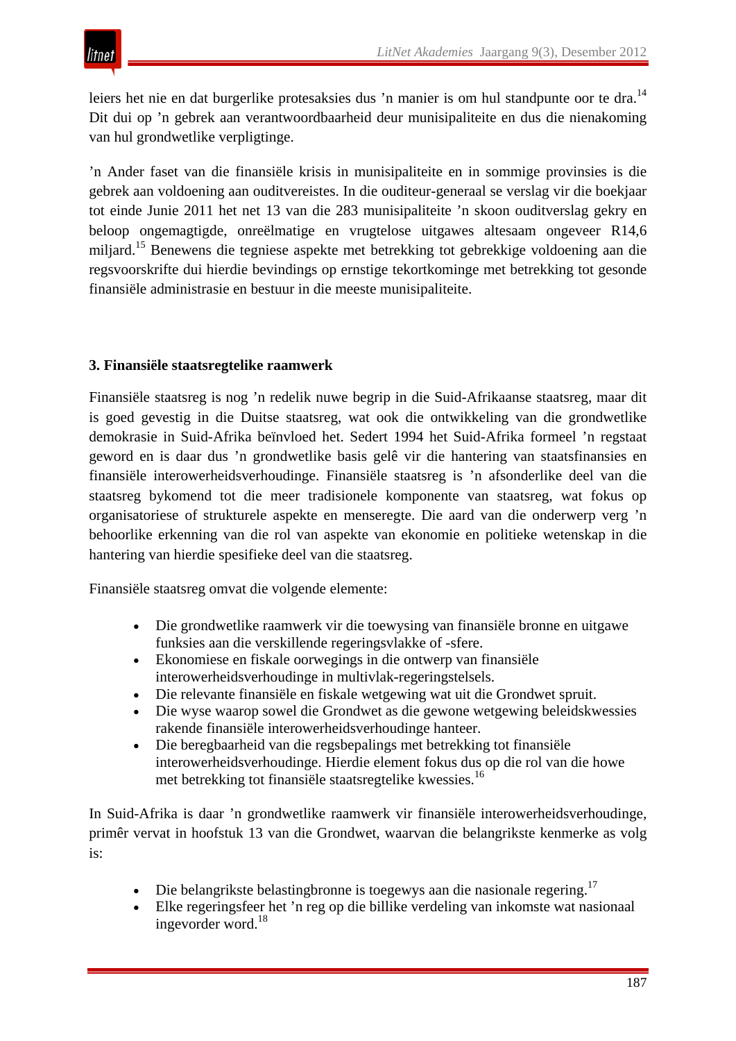leiers het nie en dat burgerlike protesaksies dus ’n manier is om hul standpunte oor te dra.[14] Dit dui op ’n gebrek aan verantwoordbaarheid deur munisipaliteite en dus die nienakoming van hul grondwetlike verpligtinge.

’n Ander faset van die finansiële krisis in munisipaliteite en in sommige provinsies is die gebrek aan voldoening aan ouditvereistes. In die ouditeur-generaal se verslag vir die boekjaar tot einde Junie 2011 het net 13 van die 283 munisipaliteite ’n skoon ouditverslag gekry en beloop ongemagtigde, onreëlmatige en vrugtelose uitgawes altesaam ongeveer R14,6 miljard.[15] Benewens die tegniese aspekte met betrekking tot gebrekkige voldoening aan die regsvoorskrifte dui hierdie bevindings op ernstige tekortkominge met betrekking tot gesonde finansiële administrasie en bestuur in die meeste munisipaliteite.

### 3. Finansiële staatsregtelike raamwerk

Finansiële staatsreg is nog ’n redelik nuwe begrip in die Suid-Afrikaanse staatsreg, maar dit is goed gevestig in die Duitse staatsreg, wat ook die ontwikkeling van die grondwetlike demokrasie in Suid-Afrika beïnvloed het. Sedert 1994 het Suid-Afrika formeel ’n regstaat geword en is daar dus ’n grondwetlike basis gelê vir die hantering van staatsfinansies en finansiële interowerheidsverhoudinge. Finansiële staatsreg is ’n afsonderlike deel van die staatsreg bykomend tot die meer tradisionele komponente van staatsreg, wat fokus op organisatoriese of strukturele aspekte en menseregte. Die aard van die onderwerp verg ’n behoorlike erkenning van die rol van aspekte van ekonomie en politieke wetenskap in die hantering van hierdie spesifieke deel van die staatsreg.

Finansiële staatsreg omvat die volgende elemente:

- Die grondwetlike raamwerk vir die toewysing van finansiële bronne en uitgawe funksies aan die verskillende regeringsvlakke of -sfere.
- Ekonomiese en fiskale oorwegings in die ontwerp van finansiële interowerheidsverhoudinge in multivlak-regeringstelsels.
- Die relevante finansiële en fiskale wetgewing wat uit die Grondwet spruit.
- Die wyse waarop sowel die Grondwet as die gewone wetgewing beleidskwessies rakende finansiële interowerheidsverhoudinge hanteer.
- Die beregbaarheid van die regsbepalings met betrekking tot finansiële interowerheidsverhoudinge. Hierdie element fokus dus op die rol van die howe met betrekking tot finansiële staatsregtelike kwessies.[16]

In Suid-Afrika is daar ’n grondwetlike raamwerk vir finansiële interowerheidsverhoudinge, primêr vervat in hoofstuk 13 van die Grondwet, waarvan die belangrikste kenmerke as volg is:

- Die belangrikste belastingbronne is toegewys aan die nasionale regering.[17]
- Elke regeringsfeer het ’n reg op die billike verdeling van inkomste wat nasionaal ingevorder word.[18]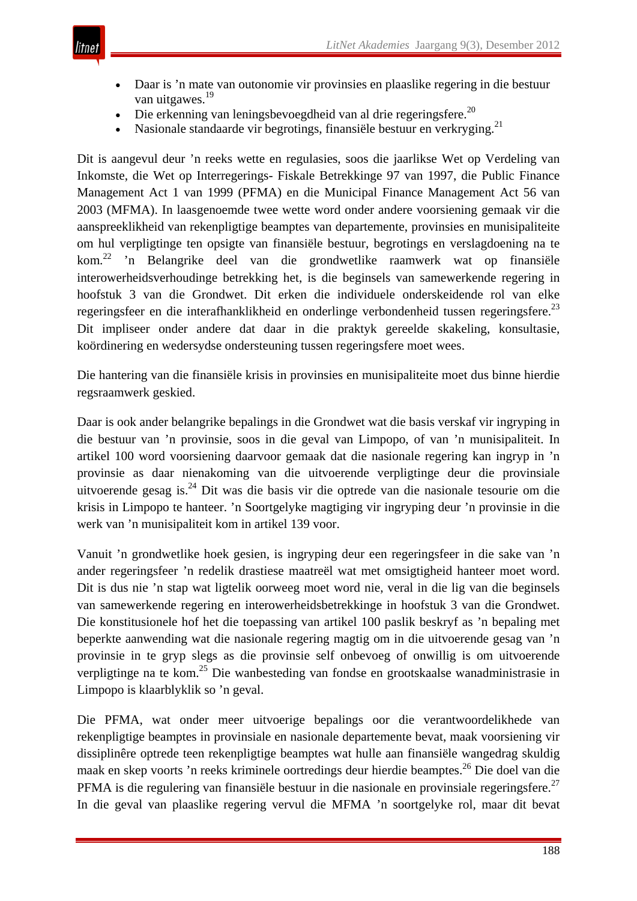- Daar is ’n mate van outonomie vir provinsies en plaaslike regering in die bestuur van uitgawes.[19]
- Die erkenning van leningsbevoegdheid van al drie regeringsfere.[20]
- Nasionale standaarde vir begrotings, finansiële bestuur en verkryging.[21]

Dit is aangevul deur ’n reeks wette en regulasies, soos die jaarlikse Wet op Verdeling van Inkomste, die Wet op Interregerings- Fiskale Betrekkinge 97 van 1997, die Public Finance Management Act 1 van 1999 (PFMA) en die Municipal Finance Management Act 56 van 2003 (MFMA). In laasgenoemde twee wette word onder andere voorsiening gemaak vir die aanspreeklikheid van rekenpligtige beamptes van departemente, provinsies en munisipaliteite om hul verpligtinge ten opsigte van finansiële bestuur, begrotings en verslagdoening na te kom.[22] ’n Belangrike deel van die grondwetlike raamwerk wat op finansiële interowerheidsverhoudinge betrekking het, is die beginsels van samewerkende regering in hoofstuk 3 van die Grondwet. Dit erken die individuele onderskeidende rol van elke regeringsfeer en die interafhanklikheid en onderlinge verbondenheid tussen regeringsfere.[23] Dit impliseer onder andere dat daar in die praktyk gereelde skakeling, konsultasie, koördinering en wedersydse ondersteuning tussen regeringsfere moet wees.

Die hantering van die finansiële krisis in provinsies en munisipaliteite moet dus binne hierdie regsraamwerk geskied.

Daar is ook ander belangrike bepalings in die Grondwet wat die basis verskaf vir ingryping in die bestuur van ’n provinsie, soos in die geval van Limpopo, of van ’n munisipaliteit. In artikel 100 word voorsiening daarvoor gemaak dat die nasionale regering kan ingryp in ’n provinsie as daar nienakoming van die uitvoerende verpligtinge deur die provinsiale uitvoerende gesag is.[24] Dit was die basis vir die optrede van die nasionale tesourie om die krisis in Limpopo te hanteer. ’n Soortgelyke magtiging vir ingryping deur ’n provinsie in die werk van ’n munisipaliteit kom in artikel 139 voor.

Vanuit ’n grondwetlike hoek gesien, is ingryping deur een regeringsfeer in die sake van ’n ander regeringsfeer ’n redelik drastiese maatreël wat met omsigtigheid hanteer moet word. Dit is dus nie ’n stap wat ligtelik oorweeg moet word nie, veral in die lig van die beginsels van samewerkende regering en interowerheidsbetrekkinge in hoofstuk 3 van die Grondwet. Die konstitusionele hof het die toepassing van artikel 100 paslik beskryf as ’n bepaling met beperkte aanwending wat die nasionale regering magtig om in die uitvoerende gesag van ’n provinsie in te gryp slegs as die provinsie self onbevoeg of onwillig is om uitvoerende verpligtinge na te kom.[25] Die wanbesteding van fondse en grootskaalse wanadministrasie in Limpopo is klaarblyklik so ’n geval.

Die PFMA, wat onder meer uitvoerige bepalings oor die verantwoordelikhede van rekenpligtige beamptes in provinsiale en nasionale departemente bevat, maak voorsiening vir dissiplinêre optrede teen rekenpligtige beamptes wat hulle aan finansiële wangedrag skuldig maak en skep voorts ’n reeks kriminele oortredings deur hierdie beamptes.[26] Die doel van die PFMA is die regulering van finansiële bestuur in die nasionale en provinsiale regeringsfere.[27] In die geval van plaaslike regering vervul die MFMA ’n soortgelyke rol, maar dit bevat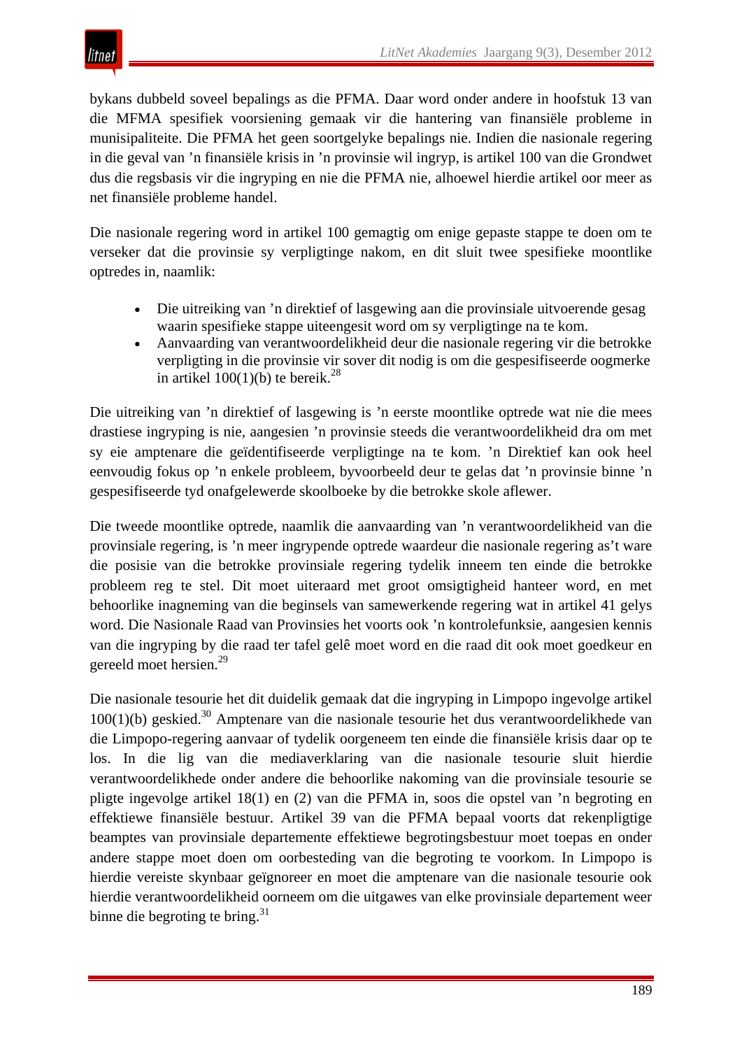bykans dubbeld soveel bepalings as die PFMA. Daar word onder andere in hoofstuk 13 van die MFMA spesifiek voorsiening gemaak vir die hantering van finansiële probleme in munisipaliteite. Die PFMA het geen soortgelyke bepalings nie. Indien die nasionale regering in die geval van ’n finansiële krisis in ’n provinsie wil ingryp, is artikel 100 van die Grondwet dus die regsbasis vir die ingryping en nie die PFMA nie, alhoewel hierdie artikel oor meer as net finansiële probleme handel.

Die nasionale regering word in artikel 100 gemagtig om enige gepaste stappe te doen om te verseker dat die provinsie sy verpligtinge nakom, en dit sluit twee spesifieke moontlike optredes in, naamlik:

- Die uitreiking van ’n direktief of lasgewing aan die provinsiale uitvoerende gesag waarin spesifieke stappe uiteengesit word om sy verpligtinge na te kom.
- Aanvaarding van verantwoordelikheid deur die nasionale regering vir die betrokke verpligting in die provinsie vir sover dit nodig is om die gespesifiseerde oogmerke in artikel 100(1)(b) te bereik.[28]

Die uitreiking van ’n direktief of lasgewing is ’n eerste moontlike optrede wat nie die mees drastiese ingryping is nie, aangesien ’n provinsie steeds die verantwoordelikheid dra om met sy eie amptenare die geïdentifiseerde verpligtinge na te kom. ’n Direktief kan ook heel eenvoudig fokus op ’n enkele probleem, byvoorbeeld deur te gelas dat ’n provinsie binne ’n gespesifiseerde tyd onafgelewerde skoolboeke by die betrokke skole aflewer.

Die tweede moontlike optrede, naamlik die aanvaarding van ’n verantwoordelikheid van die provinsiale regering, is ’n meer ingrypende optrede waardeur die nasionale regering as’t ware die posisie van die betrokke provinsiale regering tydelik inneem ten einde die betrokke probleem reg te stel. Dit moet uiteraard met groot omsigtigheid hanteer word, en met behoorlike inagneming van die beginsels van samewerkende regering wat in artikel 41 gelys word. Die Nasionale Raad van Provinsies het voorts ook ’n kontrolefunksie, aangesien kennis van die ingryping by die raad ter tafel gelê moet word en die raad dit ook moet goedkeur en gereeld moet hersien.[29]

Die nasionale tesourie het dit duidelik gemaak dat die ingryping in Limpopo ingevolge artikel 100(1)(b) geskied.[30] Amptenare van die nasionale tesourie het dus verantwoordelikhede van die Limpopo-regering aanvaar of tydelik oorgeneem ten einde die finansiële krisis daar op te los. In die lig van die mediaverklaring van die nasionale tesourie sluit hierdie verantwoordelikhede onder andere die behoorlike nakoming van die provinsiale tesourie se pligte ingevolge artikel 18(1) en (2) van die PFMA in, soos die opstel van ’n begroting en effektiewe finansiële bestuur. Artikel 39 van die PFMA bepaal voorts dat rekenpligtige beamptes van provinsiale departemente effektiewe begrotingsbestuur moet toepas en onder andere stappe moet doen om oorbesteding van die begroting te voorkom. In Limpopo is hierdie vereiste skynbaar geïgnoreer en moet die amptenare van die nasionale tesourie ook hierdie verantwoordelikheid oorneem om die uitgawes van elke provinsiale departement weer binne die begroting te bring.[31]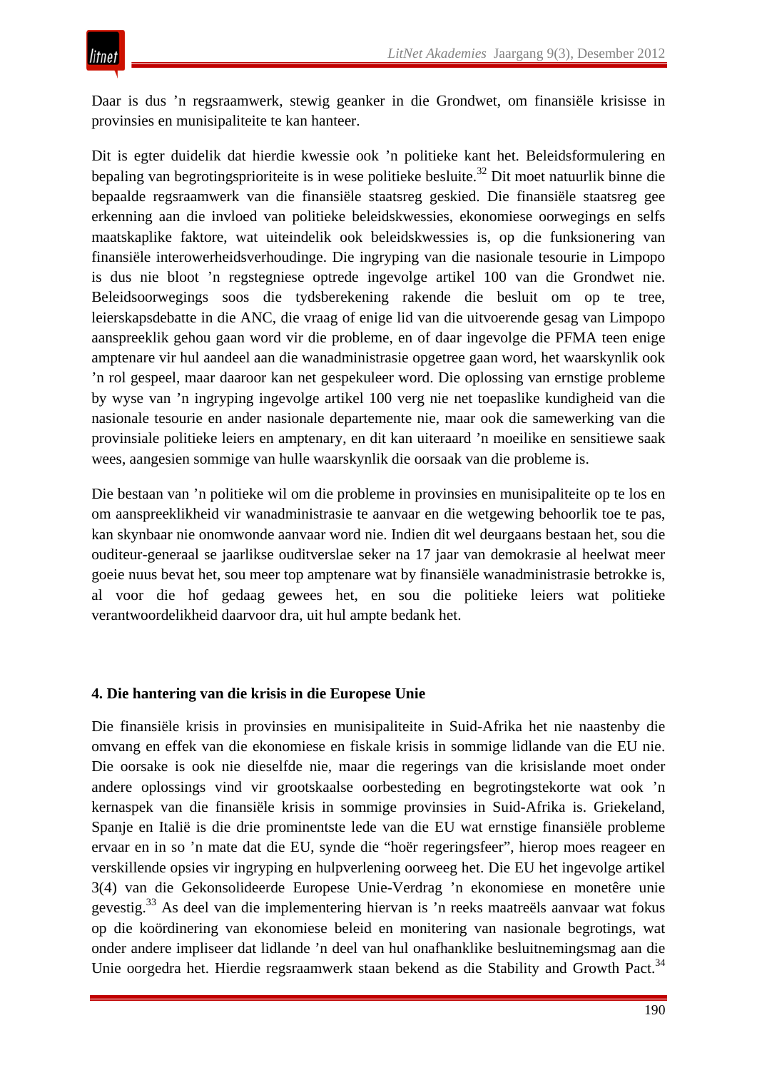Daar is dus ’n regsraamwerk, stewig geanker in die Grondwet, om finansiële krisisse in provinsies en munisipaliteite te kan hanteer.

Dit is egter duidelik dat hierdie kwessie ook ’n politieke kant het. Beleidsformulering en bepaling van begrotingsprioriteite is in wese politieke besluite.[32] Dit moet natuurlik binne die bepaalde regsraamwerk van die finansiële staatsreg geskied. Die finansiële staatsreg gee erkenning aan die invloed van politieke beleidskwessies, ekonomiese oorwegings en selfs maatskaplike faktore, wat uiteindelik ook beleidskwessies is, op die funksionering van finansiële interowerheidsverhoudinge. Die ingryping van die nasionale tesourie in Limpopo is dus nie bloot ’n regstegniese optrede ingevolge artikel 100 van die Grondwet nie. Beleidsoorwegings soos die tydsberekening rakende die besluit om op te tree, leierskapsdebatte in die ANC, die vraag of enige lid van die uitvoerende gesag van Limpopo aanspreeklik gehou gaan word vir die probleme, en of daar ingevolge die PFMA teen enige amptenare vir hul aandeel aan die wanadministrasie opgetree gaan word, het waarskynlik ook ’n rol gespeel, maar daaroor kan net gespekuleer word. Die oplossing van ernstige probleme by wyse van ’n ingryping ingevolge artikel 100 verg nie net toepaslike kundigheid van die nasionale tesourie en ander nasionale departemente nie, maar ook die samewerking van die provinsiale politieke leiers en amptenary, en dit kan uiteraard ’n moeilike en sensitiewe saak wees, aangesien sommige van hulle waarskynlik die oorsaak van die probleme is.

Die bestaan van ’n politieke wil om die probleme in provinsies en munisipaliteite op te los en om aanspreeklikheid vir wanadministrasie te aanvaar en die wetgewing behoorlik toe te pas, kan skynbaar nie onomwonde aanvaar word nie. Indien dit wel deurgaans bestaan het, sou die ouditeur-generaal se jaarlikse ouditverslae seker na 17 jaar van demokrasie al heelwat meer goeie nuus bevat het, sou meer top amptenare wat by finansiële wanadministrasie betrokke is, al voor die hof gedaag gewees het, en sou die politieke leiers wat politieke verantwoordelikheid daarvoor dra, uit hul ampte bedank het.

### 4. Die hantering van die krisis in die Europese Unie

Die finansiële krisis in provinsies en munisipaliteite in Suid-Afrika het nie naastenby die omvang en effek van die ekonomiese en fiskale krisis in sommige lidlande van die EU nie. Die oorsake is ook nie dieselfde nie, maar die regerings van die krisislande moet onder andere oplossings vind vir grootskaalse oorbesteding en begrotingstekorte wat ook ’n kernaspek van die finansiële krisis in sommige provinsies in Suid-Afrika is. Griekeland, Spanje en Italië is die drie prominentste lede van die EU wat ernstige finansiële probleme ervaar en in so ’n mate dat die EU, synde die “hoër regeringsfeer”, hierop moes reageer en verskillende opsies vir ingryping en hulpverlening oorweeg het. Die EU het ingevolge artikel 3(4) van die Gekonsolideerde Europese Unie-Verdrag ’n ekonomiese en monetêre unie gevestig.[33] As deel van die implementering hiervan is ’n reeks maatreëls aanvaar wat fokus op die koördinering van ekonomiese beleid en monitering van nasionale begrotings, wat onder andere impliseer dat lidlande ’n deel van hul onafhanklike besluitnemingsmag aan die Unie oorgedra het. Hierdie regsraamwerk staan bekend as die Stability and Growth Pact.[34]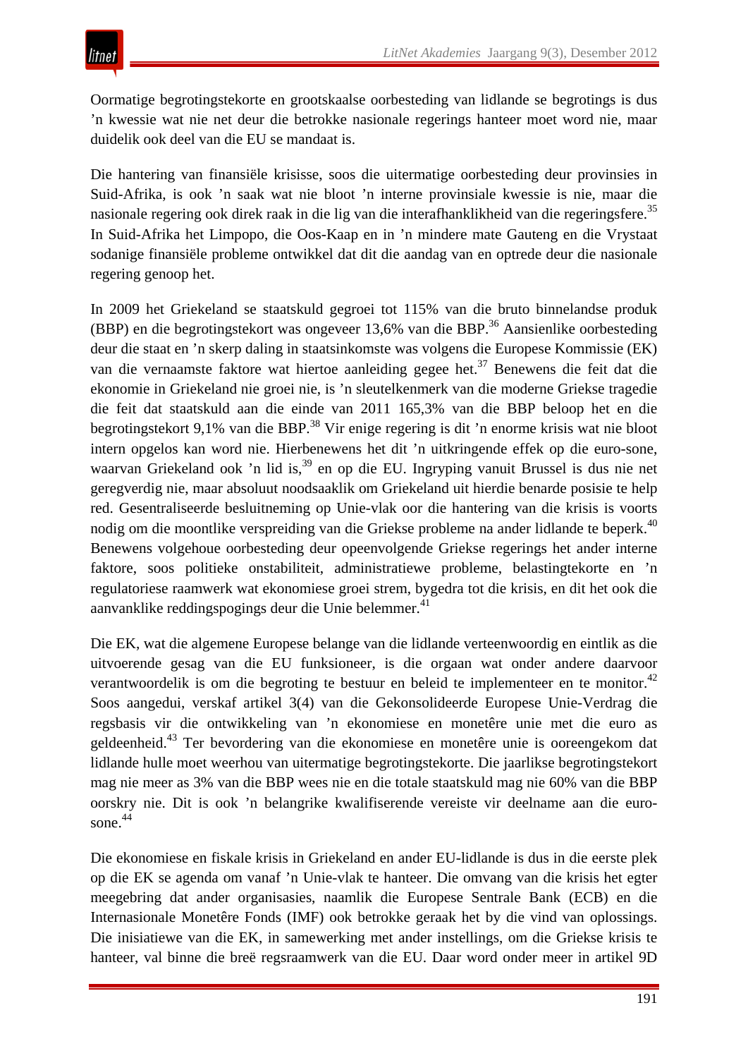Oormatige begrotingstekorte en grootskaalse oorbesteding van lidlande se begrotings is dus ’n kwessie wat nie net deur die betrokke nasionale regerings hanteer moet word nie, maar duidelik ook deel van die EU se mandaat is.

Die hantering van finansiële krisisse, soos die uitermatige oorbesteding deur provinsies in Suid-Afrika, is ook ’n saak wat nie bloot ’n interne provinsiale kwessie is nie, maar die nasionale regering ook direk raak in die lig van die interafhanklikheid van die regeringsfere.[35] In Suid-Afrika het Limpopo, die Oos-Kaap en in ’n mindere mate Gauteng en die Vrystaat sodanige finansiële probleme ontwikkel dat dit die aandag van en optrede deur die nasionale regering genoop het.

In 2009 het Griekeland se staatskuld gegroei tot 115% van die bruto binnelandse produk (BBP) en die begrotingstekort was ongeveer 13,6% van die BBP.[36] Aansienlike oorbesteding deur die staat en ’n skerp daling in staatsinkomste was volgens die Europese Kommissie (EK) van die vernaamste faktore wat hiertoe aanleiding gegee het.[37] Benewens die feit dat die ekonomie in Griekeland nie groei nie, is ’n sleutelkenmerk van die moderne Griekse tragedie die feit dat staatskuld aan die einde van 2011 165,3% van die BBP beloop het en die begrotingstekort 9,1% van die BBP.[38] Vir enige regering is dit ’n enorme krisis wat nie bloot intern opgelos kan word nie. Hierbenewens het dit ’n uitkringende effek op die euro-sone, waarvan Griekeland ook ’n lid is,[39] en op die EU. Ingryping vanuit Brussel is dus nie net geregverdig nie, maar absoluut noodsaaklik om Griekeland uit hierdie benarde posisie te help red. Gesentraliseerde besluitneming op Unie-vlak oor die hantering van die krisis is voorts nodig om die moontlike verspreiding van die Griekse probleme na ander lidlande te beperk.[40] Benewens volgehoue oorbesteding deur opeenvolgende Griekse regerings het ander interne faktore, soos politieke onstabiliteit, administratiewe probleme, belastingtekorte en ’n regulatoriese raamwerk wat ekonomiese groei strem, bygedra tot die krisis, en dit het ook die aanvanklike reddingspogings deur die Unie belemmer.[41]

Die EK, wat die algemene Europese belange van die lidlande verteenwoordig en eintlik as die uitvoerende gesag van die EU funksioneer, is die orgaan wat onder andere daarvoor verantwoordelik is om die begroting te bestuur en beleid te implementeer en te monitor.[42] Soos aangedui, verskaf artikel 3(4) van die Gekonsolideerde Europese Unie-Verdrag die regsbasis vir die ontwikkeling van ’n ekonomiese en monetêre unie met die euro as geldeenheid.[43] Ter bevordering van die ekonomiese en monetêre unie is ooreengekom dat lidlande hulle moet weerhou van uitermatige begrotingstekorte. Die jaarlikse begrotingstekort mag nie meer as 3% van die BBP wees nie en die totale staatskuld mag nie 60% van die BBP oorskry nie. Dit is ook ’n belangrike kwalifiserende vereiste vir deelname aan die euro-sone.[44]

Die ekonomiese en fiskale krisis in Griekeland en ander EU-lidlande is dus in die eerste plek op die EK se agenda om vanaf ’n Unie-vlak te hanteer. Die omvang van die krisis het egter meegebring dat ander organisasies, naamlik die Europese Sentrale Bank (ECB) en die Internasionale Monetêre Fonds (IMF) ook betrokke geraak het by die vind van oplossings. Die inisiatiewe van die EK, in samewerking met ander instellings, om die Griekse krisis te hanteer, val binne die breë regsraamwerk van die EU. Daar word onder meer in artikel 9D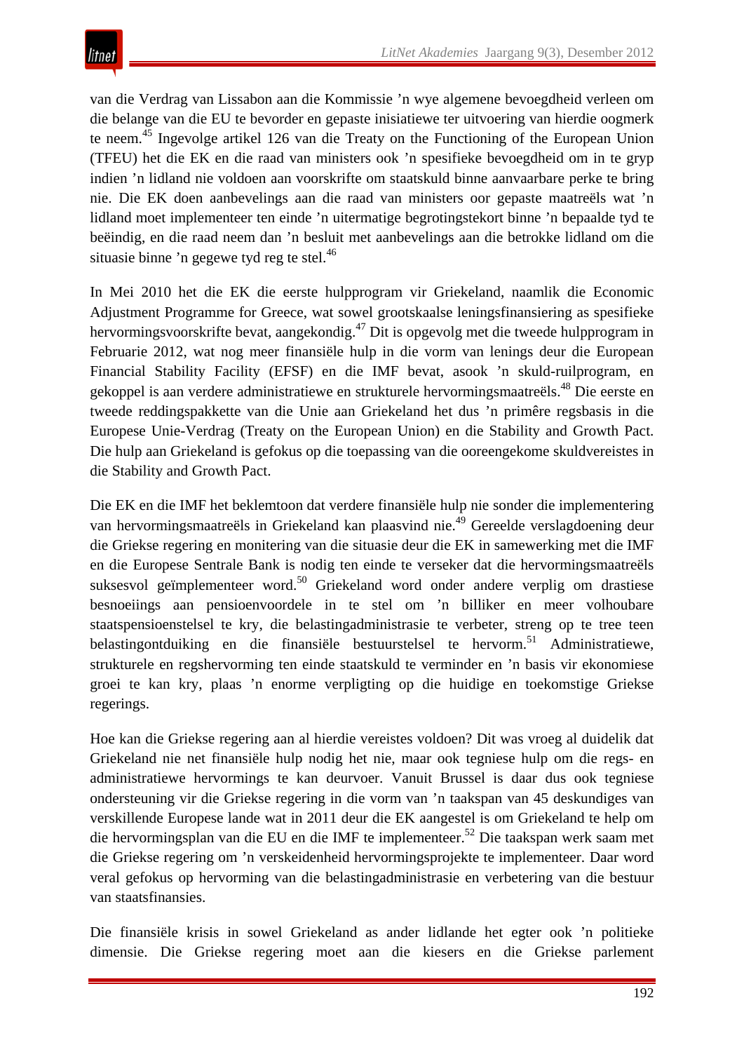van die Verdrag van Lissabon aan die Kommissie ’n wye algemene bevoegdheid verleen om die belange van die EU te bevorder en gepaste inisiatiewe ter uitvoering van hierdie oogmerk te neem.[45] Ingevolge artikel 126 van die Treaty on the Functioning of the European Union (TFEU) het die EK en die raad van ministers ook ’n spesifieke bevoegdheid om in te gryp indien ’n lidland nie voldoen aan voorskrifte om staatskuld binne aanvaarbare perke te bring nie. Die EK doen aanbevelings aan die raad van ministers oor gepaste maatreëls wat ’n lidland moet implementeer ten einde ’n uitermatige begrotingstekort binne ’n bepaalde tyd te beëindig, en die raad neem dan ’n besluit met aanbevelings aan die betrokke lidland om die situasie binne ’n gegewe tyd reg te stel.[46]

In Mei 2010 het die EK die eerste hulpprogram vir Griekeland, naamlik die Economic Adjustment Programme for Greece, wat sowel grootskaalse leningsfinansiering as spesifieke hervormingsvoorskrifte bevat, aangekondig.[47] Dit is opgevolg met die tweede hulpprogram in Februarie 2012, wat nog meer finansiële hulp in die vorm van lenings deur die European Financial Stability Facility (EFSF) en die IMF bevat, asook ’n skuld-ruilprogram, en gekoppel is aan verdere administratiewe en strukturele hervormingsmaatreëls.[48] Die eerste en tweede reddingspakkette van die Unie aan Griekeland het dus ’n primêre regsbasis in die Europese Unie-Verdrag (Treaty on the European Union) en die Stability and Growth Pact. Die hulp aan Griekeland is gefokus op die toepassing van die ooreengekome skuldvereistes in die Stability and Growth Pact.

Die EK en die IMF het beklemtoon dat verdere finansiële hulp nie sonder die implementering van hervormingsmaatreëls in Griekeland kan plaasvind nie.[49] Gereelde verslagdoening deur die Griekse regering en monitering van die situasie deur die EK in samewerking met die IMF en die Europese Sentrale Bank is nodig ten einde te verseker dat die hervormingsmaatreëls suksesvol geïmplementeer word.[50] Griekeland word onder andere verplig om drastiese besnoeiings aan pensioenvoordele in te stel om ’n billiker en meer volhoubare staatspensioenstelsel te kry, die belastingadministrasie te verbeter, streng op te tree teen belastingontduiking en die finansiële bestuurstelsel te hervorm.[51] Administratiewe, strukturele en regshervorming ten einde staatskuld te verminder en ’n basis vir ekonomiese groei te kan kry, plaas ’n enorme verpligting op die huidige en toekomstige Griekse regerings.

Hoe kan die Griekse regering aan al hierdie vereistes voldoen? Dit was vroeg al duidelik dat Griekeland nie net finansiële hulp nodig het nie, maar ook tegniese hulp om die regs- en administratiewe hervormings te kan deurvoer. Vanuit Brussel is daar dus ook tegniese ondersteuning vir die Griekse regering in die vorm van ’n taakspan van 45 deskundiges van verskillende Europese lande wat in 2011 deur die EK aangestel is om Griekeland te help om die hervormingsplan van die EU en die IMF te implementeer.[52] Die taakspan werk saam met die Griekse regering om ’n verskeidenheid hervormingsprojekte te implementeer. Daar word veral gefokus op hervorming van die belastingadministrasie en verbetering van die bestuur van staatsfinansies.

Die finansiële krisis in sowel Griekeland as ander lidlande het egter ook ’n politieke dimensie. Die Griekse regering moet aan die kiesers en die Griekse parlement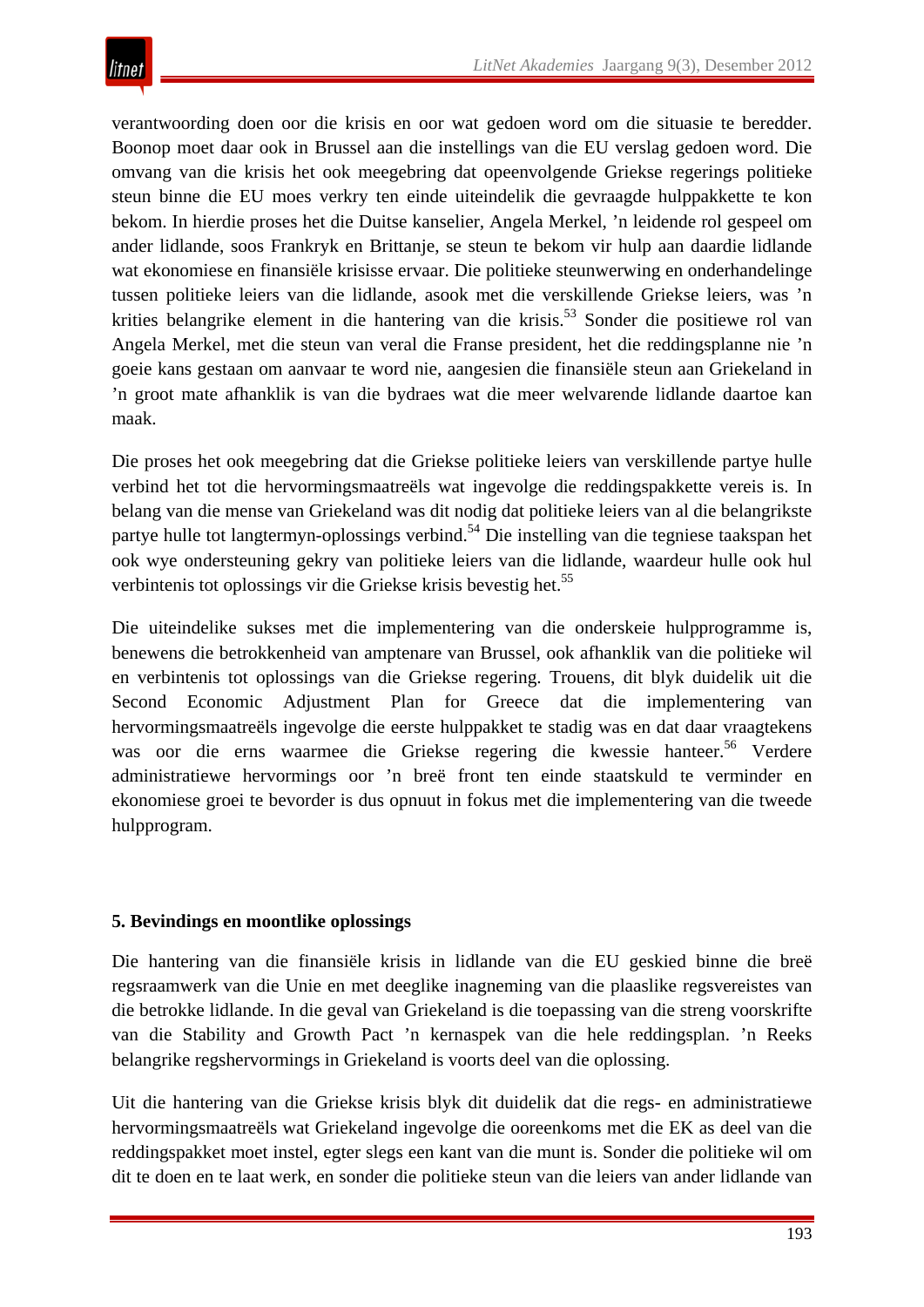verantwoording doen oor die krisis en oor wat gedoen word om die situasie te beredder. Boonop moet daar ook in Brussel aan die instellings van die EU verslag gedoen word. Die omvang van die krisis het ook meegebring dat opeenvolgende Griekse regerings politieke steun binne die EU moes verkry ten einde uiteindelik die gevraagde hulppakkette te kon bekom. In hierdie proses het die Duitse kanselier, Angela Merkel, ’n leidende rol gespeel om ander lidlande, soos Frankryk en Brittanje, se steun te bekom vir hulp aan daardie lidlande wat ekonomiese en finansiële krisisse ervaar. Die politieke steunwerwing en onderhandelinge tussen politieke leiers van die lidlande, asook met die verskillende Griekse leiers, was ’n krities belangrike element in die hantering van die krisis.[53] Sonder die positiewe rol van Angela Merkel, met die steun van veral die Franse president, het die reddingsplanne nie ’n goeie kans gestaan om aanvaar te word nie, aangesien die finansiële steun aan Griekeland in ’n groot mate afhanklik is van die bydraes wat die meer welvarende lidlande daartoe kan maak.

Die proses het ook meegebring dat die Griekse politieke leiers van verskillende partye hulle verbind het tot die hervormingsmaatreëls wat ingevolge die reddingspakkette vereis is. In belang van die mense van Griekeland was dit nodig dat politieke leiers van al die belangrikste partye hulle tot langtermyn-oplossings verbind.[54] Die instelling van die tegniese taakspan het ook wye ondersteuning gekry van politieke leiers van die lidlande, waardeur hulle ook hul verbintenis tot oplossings vir die Griekse krisis bevestig het.[55]

Die uiteindelike sukses met die implementering van die onderskeie hulpprogramme is, benewens die betrokkenheid van amptenare van Brussel, ook afhanklik van die politieke wil en verbintenis tot oplossings van die Griekse regering. Trouens, dit blyk duidelik uit die Second Economic Adjustment Plan for Greece dat die implementering van hervormingsmaatreëls ingevolge die eerste hulppakket te stadig was en dat daar vraagtekens was oor die erns waarmee die Griekse regering die kwessie hanteer.[56] Verdere administratiewe hervormings oor ’n breë front ten einde staatskuld te verminder en ekonomiese groei te bevorder is dus opnuut in fokus met die implementering van die tweede hulpprogram.

## 5. Bevindings en moontlike oplossings

Die hantering van die finansiële krisis in lidlande van die EU geskied binne die breë regsraamwerk van die Unie en met deeglike inagneming van die plaaslike regsvereistes van die betrokke lidlande. In die geval van Griekeland is die toepassing van die streng voorskrifte van die Stability and Growth Pact ’n kernaspek van die hele reddingsplan. ’n Reeks belangrike regshervormings in Griekeland is voorts deel van die oplossing.

Uit die hantering van die Griekse krisis blyk dit duidelik dat die regs- en administratiewe hervormingsmaatreëls wat Griekeland ingevolge die ooreenkoms met die EK as deel van die reddingspakket moet instel, egter slegs een kant van die munt is. Sonder die politieke wil om dit te doen en te laat werk, en sonder die politieke steun van die leiers van ander lidlande van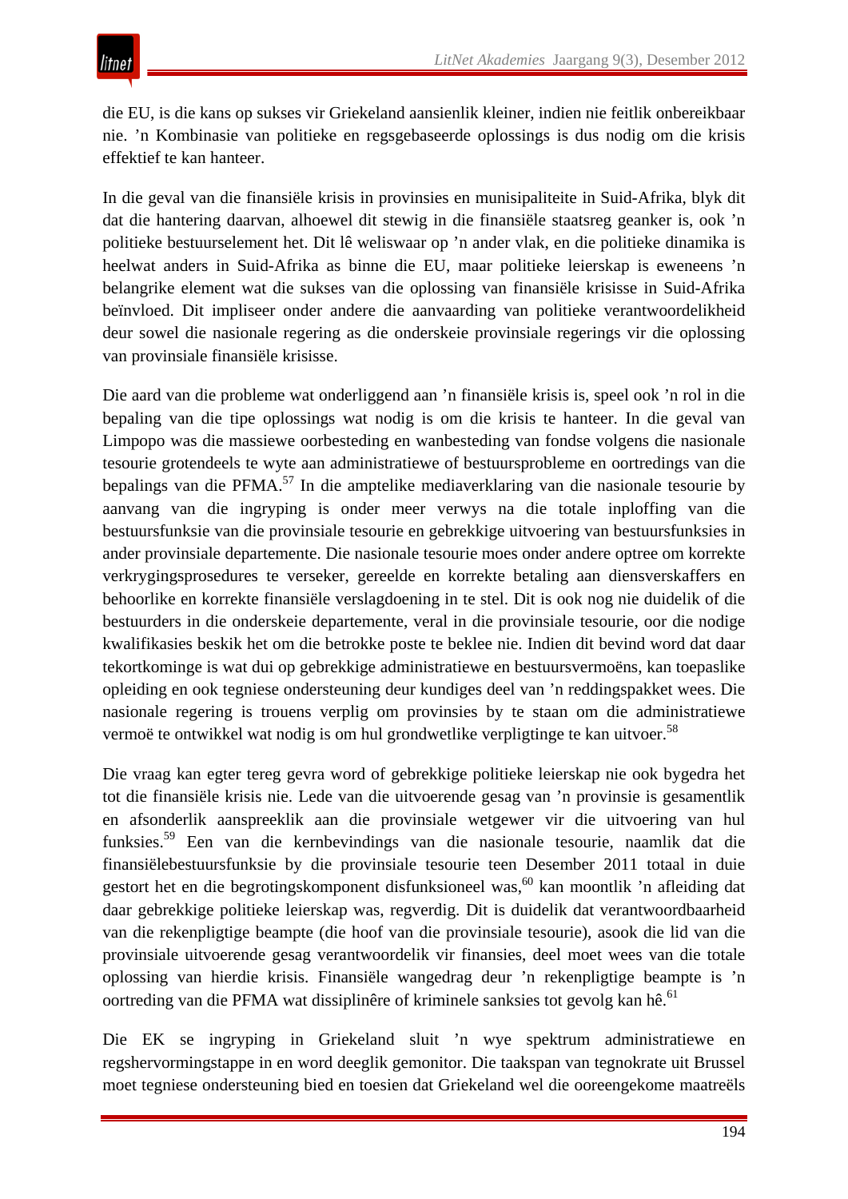die EU, is die kans op sukses vir Griekeland aansienlik kleiner, indien nie feitlik onbereikbaar nie. ’n Kombinasie van politieke en regsgebaseerde oplossings is dus nodig om die krisis effektief te kan hanteer.

In die geval van die finansiële krisis in provinsies en munisipaliteite in Suid-Afrika, blyk dit dat die hantering daarvan, alhoewel dit stewig in die finansiële staatsreg geanker is, ook ’n politieke bestuurselement het. Dit lê weliswaar op ’n ander vlak, en die politieke dinamika is heelwat anders in Suid-Afrika as binne die EU, maar politieke leierskap is eweneens ’n belangrike element wat die sukses van die oplossing van finansiële krisisse in Suid-Afrika beïnvloed. Dit impliseer onder andere die aanvaarding van politieke verantwoordelikheid deur sowel die nasionale regering as die onderskeie provinsiale regerings vir die oplossing van provinsiale finansiële krisisse.

Die aard van die probleme wat onderliggend aan ’n finansiële krisis is, speel ook ’n rol in die bepaling van die tipe oplossings wat nodig is om die krisis te hanteer. In die geval van Limpopo was die massiewe oorbesteding en wanbesteding van fondse volgens die nasionale tesourie grotendeels te wyte aan administratiewe of bestuursprobleme en oortredings van die bepalings van die PFMA.[57] In die amptelike mediaverklaring van die nasionale tesourie by aanvang van die ingryping is onder meer verwys na die totale inploffing van die bestuursfunksie van die provinsiale tesourie en gebrekkige uitvoering van bestuursfunksies in ander provinsiale departemente. Die nasionale tesourie moes onder andere optree om korrekte verkrygingsprosedures te verseker, gereelde en korrekte betaling aan diensverskaffers en behoorlike en korrekte finansiële verslagdoening in te stel. Dit is ook nog nie duidelik of die bestuurders in die onderskeie departemente, veral in die provinsiale tesourie, oor die nodige kwalifikasies beskik het om die betrokke poste te beklee nie. Indien dit bevind word dat daar tekortkominge is wat dui op gebrekkige administratiewe en bestuursvermoëns, kan toepaslike opleiding en ook tegniese ondersteuning deur kundiges deel van ’n reddingspakket wees. Die nasionale regering is trouens verplig om provinsies by te staan om die administratiewe vermoë te ontwikkel wat nodig is om hul grondwetlike verpligtinge te kan uitvoer.[58]

Die vraag kan egter tereg gevra word of gebrekkige politieke leierskap nie ook bygedra het tot die finansiële krisis nie. Lede van die uitvoerende gesag van ’n provinsie is gesamentlik en afsonderlik aanspreeklik aan die provinsiale wetgewer vir die uitvoering van hul funksies.[59] Een van die kernbevindings van die nasionale tesourie, naamlik dat die finansiëlebestuursfunksie by die provinsiale tesourie teen Desember 2011 totaal in duie gestort het en die begrotingskomponent disfunksioneel was,[60] kan moontlik ’n afleiding dat daar gebrekkige politieke leierskap was, regverdig. Dit is duidelik dat verantwoordbaarheid van die rekenpligtige beampte (die hoof van die provinsiale tesourie), asook die lid van die provinsiale uitvoerende gesag verantwoordelik vir finansies, deel moet wees van die totale oplossing van hierdie krisis. Finansiële wangedrag deur ’n rekenpligtige beampte is ’n oortreding van die PFMA wat dissiplinêre of kriminele sanksies tot gevolg kan hê.[61]

Die EK se ingryping in Griekeland sluit ’n wye spektrum administratiewe en regshervormingstappe in en word deeglik gemonitor. Die taakspan van tegnokrate uit Brussel moet tegniese ondersteuning bied en toesien dat Griekeland wel die ooreengekome maatreëls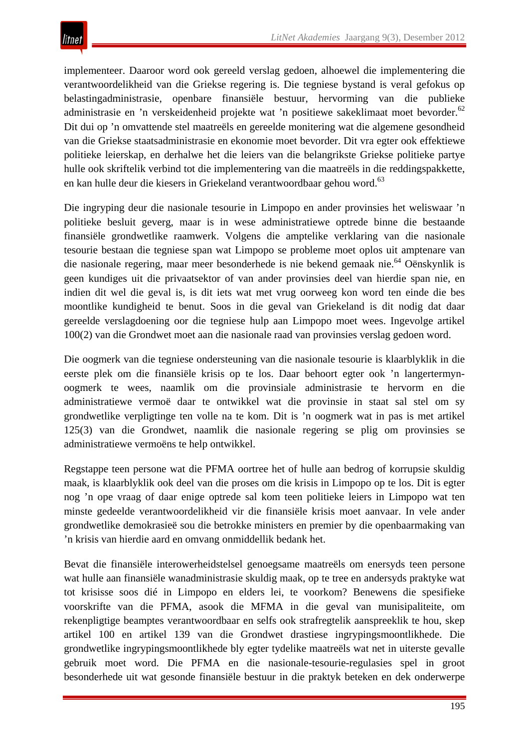implementeer. Daaroor word ook gereeld verslag gedoen, alhoewel die implementering die verantwoordelikheid van die Griekse regering is. Die tegniese bystand is veral gefokus op belastingadministrasie, openbare finansiële bestuur, hervorming van die publieke administrasie en 'n verskeidenheid projekte wat 'n positiewe sakeklimaat moet bevorder.[62] Dit dui op 'n omvattende stel maatreëls en gereelde monitering wat die algemene gesondheid van die Griekse staatsadministrasie en ekonomie moet bevorder. Dit vra egter ook effektiewe politieke leierskap, en derhalwe het die leiers van die belangrikste Griekse politieke partye hulle ook skriftelik verbind tot die implementering van die maatreëls in die reddingspakkette, en kan hulle deur die kiesers in Griekeland verantwoordbaar gehou word.[63]

Die ingryping deur die nasionale tesourie in Limpopo en ander provinsies het weliswaar 'n politieke besluit geverg, maar is in wese administratiewe optrede binne die bestaande finansiële grondwetlike raamwerk. Volgens die amptelike verklaring van die nasionale tesourie bestaan die tegniese span wat Limpopo se probleme moet oplos uit amptenare van die nasionale regering, maar meer besonderhede is nie bekend gemaak nie.[64] Oënskynlik is geen kundiges uit die privaatsektor of van ander provinsies deel van hierdie span nie, en indien dit wel die geval is, is dit iets wat met vrug oorweeg kon word ten einde die bes moontlike kundigheid te benut. Soos in die geval van Griekeland is dit nodig dat daar gereelde verslagdoening oor die tegniese hulp aan Limpopo moet wees. Ingevolge artikel 100(2) van die Grondwet moet aan die nasionale raad van provinsies verslag gedoen word.

Die oogmerk van die tegniese ondersteuning van die nasionale tesourie is klaarblyklik in die eerste plek om die finansiële krisis op te los. Daar behoort egter ook 'n langertermyn-oogmerk te wees, naamlik om die provinsiale administrasie te hervorm en die administratiewe vermoë daar te ontwikkel wat die provinsie in staat sal stel om sy grondwetlike verpligtinge ten volle na te kom. Dit is 'n oogmerk wat in pas is met artikel 125(3) van die Grondwet, naamlik die nasionale regering se plig om provinsies se administratiewe vermoëns te help ontwikkel.

Regstappe teen persone wat die PFMA oortree het of hulle aan bedrog of korrupsie skuldig maak, is klaarblyklik ook deel van die proses om die krisis in Limpopo op te los. Dit is egter nog 'n ope vraag of daar enige optrede sal kom teen politieke leiers in Limpopo wat ten minste gedeelde verantwoordelikheid vir die finansiële krisis moet aanvaar. In vele ander grondwetlike demokrasieë sou die betrokke ministers en premier by die openbaarmaking van 'n krisis van hierdie aard en omvang onmiddellik bedank het.

Bevat die finansiële interowerheidstelsel genoegsame maatreëls om enersyds teen persone wat hulle aan finansiële wanadministrasie skuldig maak, op te tree en andersyds praktyke wat tot krisisse soos dié in Limpopo en elders lei, te voorkom? Benewens die spesifieke voorskrifte van die PFMA, asook die MFMA in die geval van munisipaliteite, om rekenpligtige beamptes verantwoordbaar en selfs ook strafregtelik aanspreeklik te hou, skep artikel 100 en artikel 139 van die Grondwet drastiese ingrypingsmoontlikhede. Die grondwetlike ingrypingsmoontlikhede bly egter tydelike maatreëls wat net in uiterste gevalle gebruik moet word. Die PFMA en die nasionale-tesourie-regulasies spel in groot besonderhede uit wat gesonde finansiële bestuur in die praktyk beteken en dek onderwerpe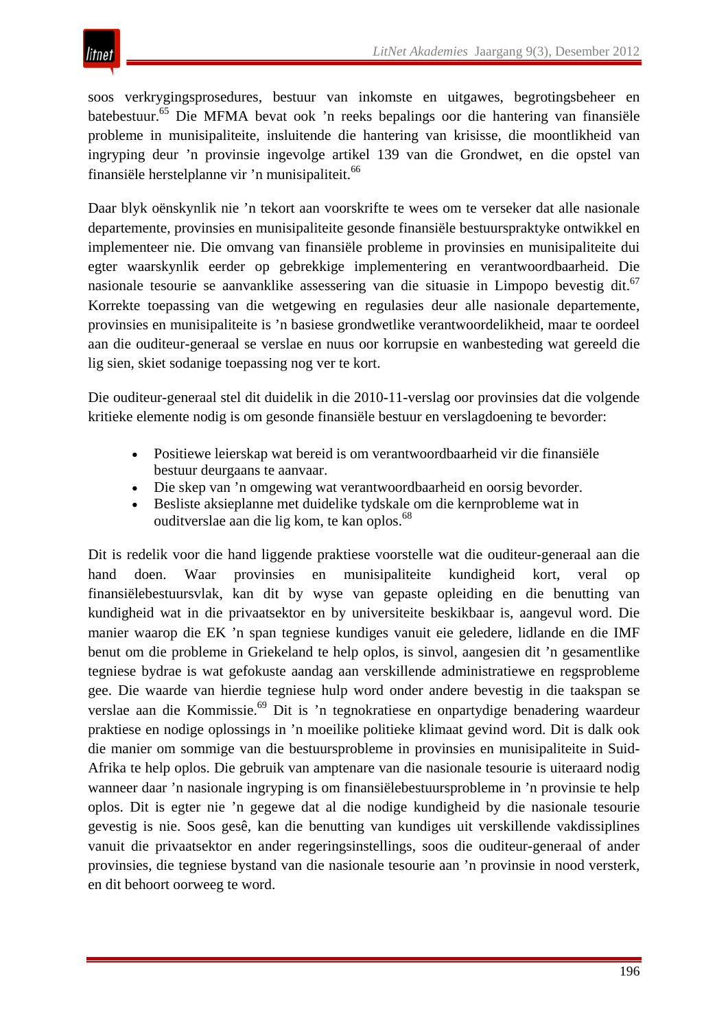soos verkrygingsprosedures, bestuur van inkomste en uitgawes, begrotingsbeheer en batebestuur.[65] Die MFMA bevat ook ’n reeks bepalings oor die hantering van finansiële probleme in munisipaliteite, insluitende die hantering van krisisse, die moontlikheid van ingryping deur ’n provinsie ingevolge artikel 139 van die Grondwet, en die opstel van finansiële herstelplanne vir ’n munisipaliteit.[66]

Daar blyk oënskynlik nie ’n tekort aan voorskrifte te wees om te verseker dat alle nasionale departemente, provinsies en munisipaliteite gesonde finansiële bestuurspraktyke ontwikkel en implementeer nie. Die omvang van finansiële probleme in provinsies en munisipaliteite dui egter waarskynlik eerder op gebrekkige implementering en verantwoordbaarheid. Die nasionale tesourie se aanvanklike assessering van die situasie in Limpopo bevestig dit.[67] Korrekte toepassing van die wetgewing en regulasies deur alle nasionale departemente, provinsies en munisipaliteite is ’n basiese grondwetlike verantwoordelikheid, maar te oordeel aan die ouditeur-generaal se verslae en nuus oor korrupsie en wanbesteding wat gereeld die lig sien, skiet sodanige toepassing nog ver te kort.

Die ouditeur-generaal stel dit duidelik in die 2010-11-verslag oor provinsies dat die volgende kritieke elemente nodig is om gesonde finansiële bestuur en verslagdoening te bevorder:

- Positiewe leierskap wat bereid is om verantwoordbaarheid vir die finansiële bestuur deurgaans te aanvaar.
- Die skep van ’n omgewing wat verantwoordbaarheid en oorsig bevorder.
- Besliste aksieplanne met duidelike tydskale om die kernprobleme wat in ouditverslae aan die lig kom, te kan oplos.[68]

Dit is redelik voor die hand liggende praktiese voorstelle wat die ouditeur-generaal aan die hand doen. Waar provinsies en munisipaliteite kundigheid kort, veral op finansiëlebestuursvlak, kan dit by wyse van gepaste opleiding en die benutting van kundigheid wat in die privaatsektor en by universiteite beskikbaar is, aangevul word. Die manier waarop die EK ’n span tegniese kundiges vanuit eie geledere, lidlande en die IMF benut om die probleme in Griekeland te help oplos, is sinvol, aangesien dit ’n gesamentlike tegniese bydrae is wat gefokuste aandag aan verskillende administratiewe en regsprobleme gee. Die waarde van hierdie tegniese hulp word onder andere bevestig in die taakspan se verslae aan die Kommissie.[69] Dit is ’n tegnokratiese en onpartydige benadering waardeur praktiese en nodige oplossings in ’n moeilike politieke klimaat gevind word. Dit is dalk ook die manier om sommige van die bestuursprobleme in provinsies en munisipaliteite in Suid-Afrika te help oplos. Die gebruik van amptenare van die nasionale tesourie is uiteraard nodig wanneer daar ’n nasionale ingryping is om finansiëlebestuursprobleme in ’n provinsie te help oplos. Dit is egter nie ’n gegewe dat al die nodige kundigheid by die nasionale tesourie gevestig is nie. Soos gesê, kan die benutting van kundiges uit verskillende vakdissiplines vanuit die privaatsektor en ander regeringsinstellings, soos die ouditeur-generaal of ander provinsies, die tegniese bystand van die nasionale tesourie aan ’n provinsie in nood versterk, en dit behoort oorweeg te word.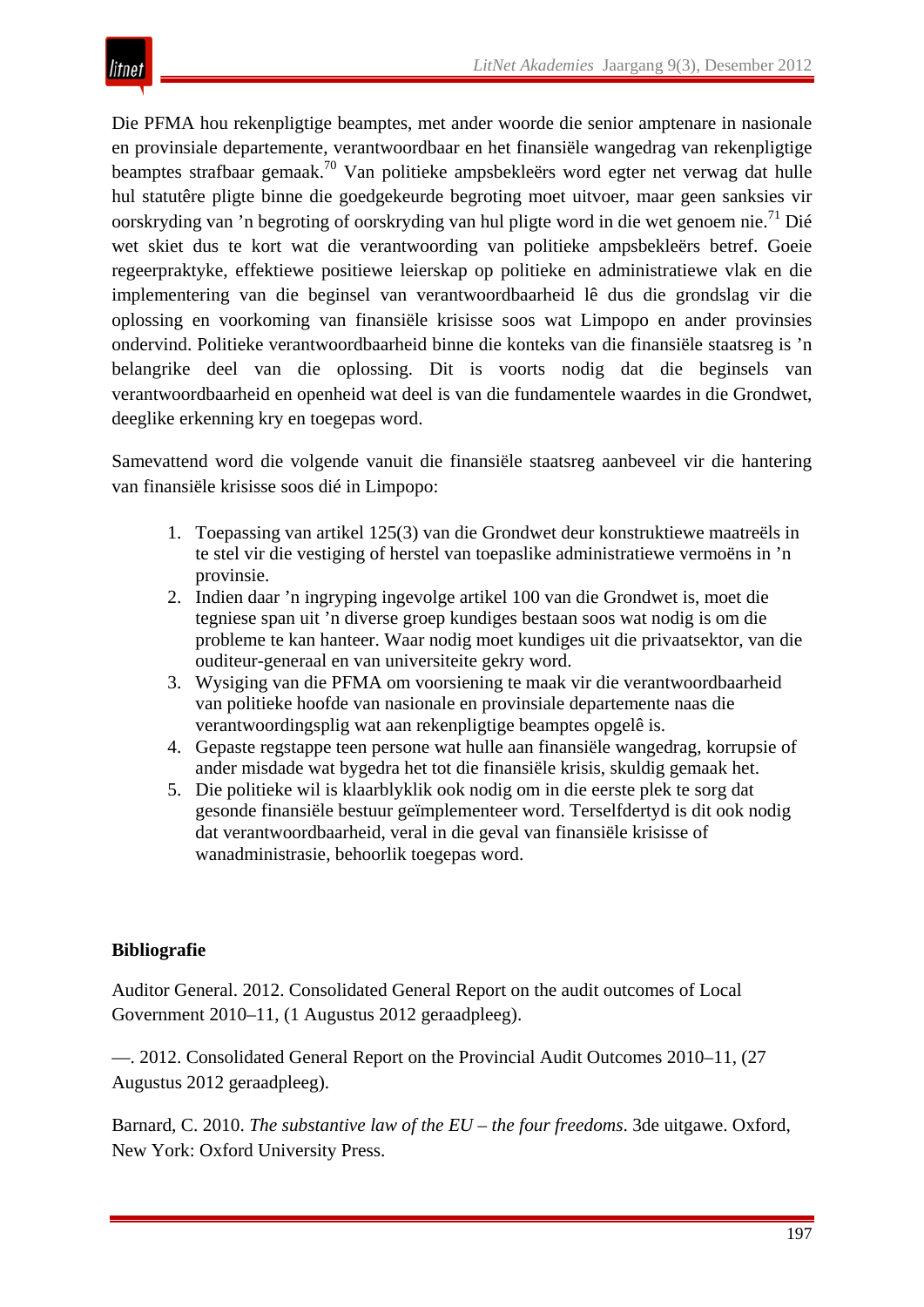Die PFMA hou rekenpligtige beamptes, met ander woorde die senior amptenare in nasionale en provinsiale departemente, verantwoordbaar en het finansiële wangedrag van rekenpligtige beamptes strafbaar gemaak.[70] Van politieke ampsbekleërs word egter net verwag dat hulle hul statutêre pligte binne die goedgekeurde begroting moet uitvoer, maar geen sanksies vir oorskryding van ’n begroting of oorskryding van hul pligte word in die wet genoem nie.[71] Dié wet skiet dus te kort wat die verantwoording van politieke ampsbekleërs betref. Goeie regeerpraktyke, effektiewe positiewe leierskap op politieke en administratiewe vlak en die implementering van die beginsel van verantwoordbaarheid lê dus die grondslag vir die oplossing en voorkoming van finansiële krisisse soos wat Limpopo en ander provinsies ondervind. Politieke verantwoordbaarheid binne die konteks van die finansiële staatsreg is ’n belangrike deel van die oplossing. Dit is voorts nodig dat die beginsels van verantwoordbaarheid en openheid wat deel is van die fundamentele waardes in die Grondwet, deeglike erkenning kry en toegepas word.

Samevattend word die volgende vanuit die finansiële staatsreg aanbeveel vir die hantering van finansiële krisisse soos dié in Limpopo:

1. Toepassing van artikel 125(3) van die Grondwet deur konstruktiewe maatreëls in te stel vir die vestiging of herstel van toepaslike administratiewe vermoëns in ’n provinsie.
2. Indien daar ’n ingryping ingevolge artikel 100 van die Grondwet is, moet die tegniese span uit ’n diverse groep kundiges bestaan soos wat nodig is om die probleme te kan hanteer. Waar nodig moet kundiges uit die privaatsektor, van die ouditeur-generaal en van universiteite gekry word.
3. Wysiging van die PFMA om voorsiening te maak vir die verantwoordbaarheid van politieke hoofde van nasionale en provinsiale departemente naas die verantwoordingsplig wat aan rekenpligtige beamptes opgelê is.
4. Gepaste regstappe teen persone wat hulle aan finansiële wangedrag, korrupsie of ander misdade wat bygedra het tot die finansiële krisis, skuldig gemaak het.
5. Die politieke wil is klaarblyklik ook nodig om in die eerste plek te sorg dat gesonde finansiële bestuur geïmplementeer word. Terselfdertyd is dit ook nodig dat verantwoordbaarheid, veral in die geval van finansiële krisisse of wanadministrasie, behoorlik toegepas word.

**Bibliografie**

Auditor General. 2012. Consolidated General Report on the audit outcomes of Local Government 2010–11, (1 Augustus 2012 geraadpleeg).

—. 2012. Consolidated General Report on the Provincial Audit Outcomes 2010–11, (27 Augustus 2012 geraadpleeg).

Barnard, C. 2010. *The substantive law of the EU – the four freedoms*. 3de uitgawe. Oxford, New York: Oxford University Press.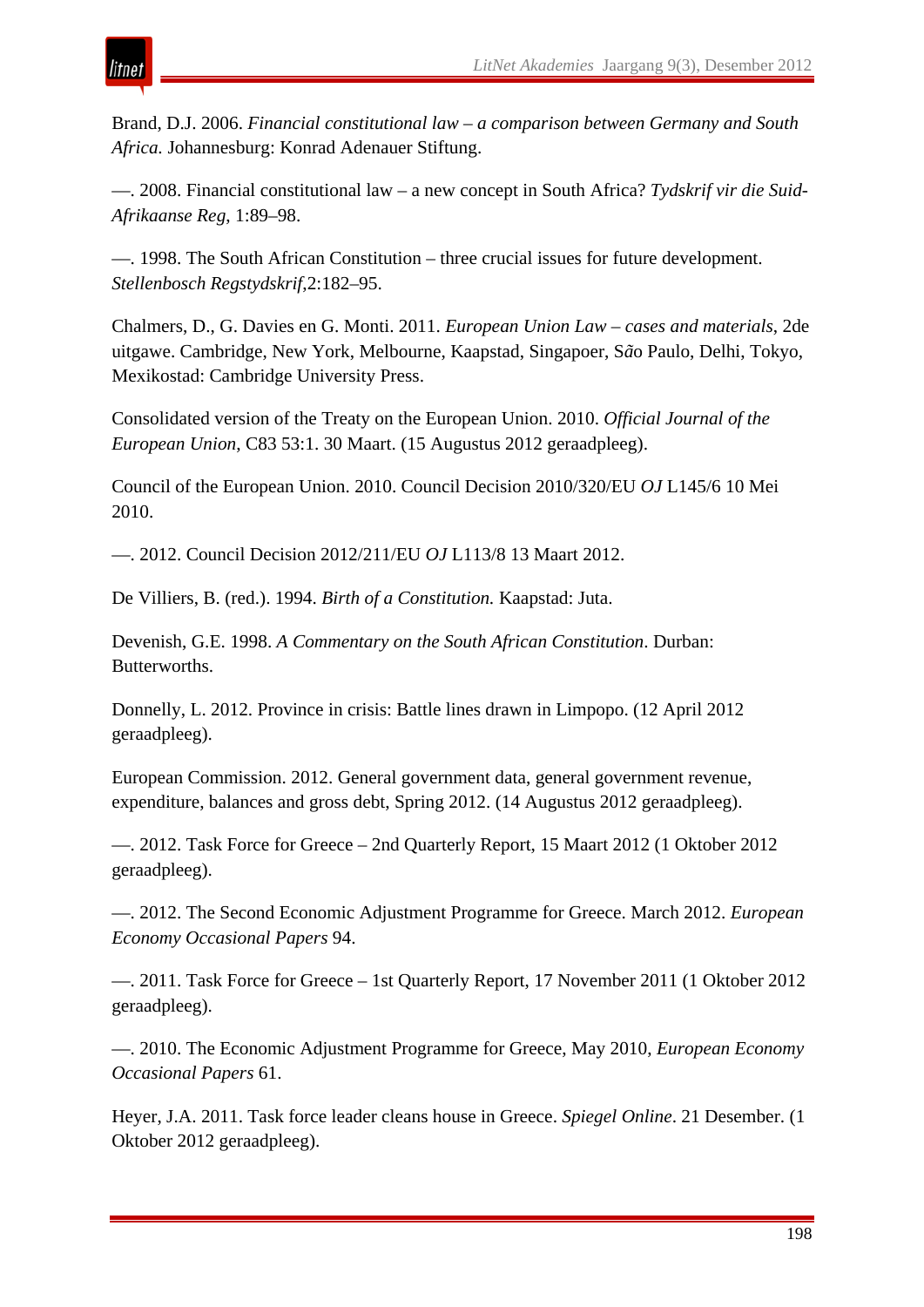Brand, D.J. 2006. *Financial constitutional law – a comparison between Germany and South Africa.* Johannesburg: Konrad Adenauer Stiftung.

—. 2008. Financial constitutional law – a new concept in South Africa? *Tydskrif vir die Suid-Afrikaanse Reg*, 1:89–98.

—. 1998. The South African Constitution – three crucial issues for future development. *Stellenbosch Regstydskrif*,2:182–95.

Chalmers, D., G. Davies en G. Monti. 2011. *European Union Law – cases and materials*, 2de uitgawe. Cambridge, New York, Melbourne, Kaapstad, Singapoer, São Paulo, Delhi, Tokyo, Mexikostad: Cambridge University Press.

Consolidated version of the Treaty on the European Union. 2010. *Official Journal of the European Union*, C83 53:1. 30 Maart. (15 Augustus 2012 geraadpleeg).

Council of the European Union. 2010. Council Decision 2010/320/EU *OJ* L145/6 10 Mei 2010.

—. 2012. Council Decision 2012/211/EU *OJ* L113/8 13 Maart 2012.

De Villiers, B. (red.). 1994. *Birth of a Constitution.* Kaapstad: Juta.

Devenish, G.E. 1998. *A Commentary on the South African Constitution*. Durban: Butterworths.

Donnelly, L. 2012. Province in crisis: Battle lines drawn in Limpopo. (12 April 2012 geraadpleeg).

European Commission. 2012. General government data, general government revenue, expenditure, balances and gross debt, Spring 2012. (14 Augustus 2012 geraadpleeg).

—. 2012. Task Force for Greece – 2nd Quarterly Report, 15 Maart 2012 (1 Oktober 2012 geraadpleeg).

—. 2012. The Second Economic Adjustment Programme for Greece. March 2012. *European Economy Occasional Papers* 94.

—. 2011. Task Force for Greece – 1st Quarterly Report, 17 November 2011 (1 Oktober 2012 geraadpleeg).

—. 2010. The Economic Adjustment Programme for Greece, May 2010, *European Economy Occasional Papers* 61.

Heyer, J.A. 2011. Task force leader cleans house in Greece. *Spiegel Online*. 21 Desember. (1 Oktober 2012 geraadpleeg).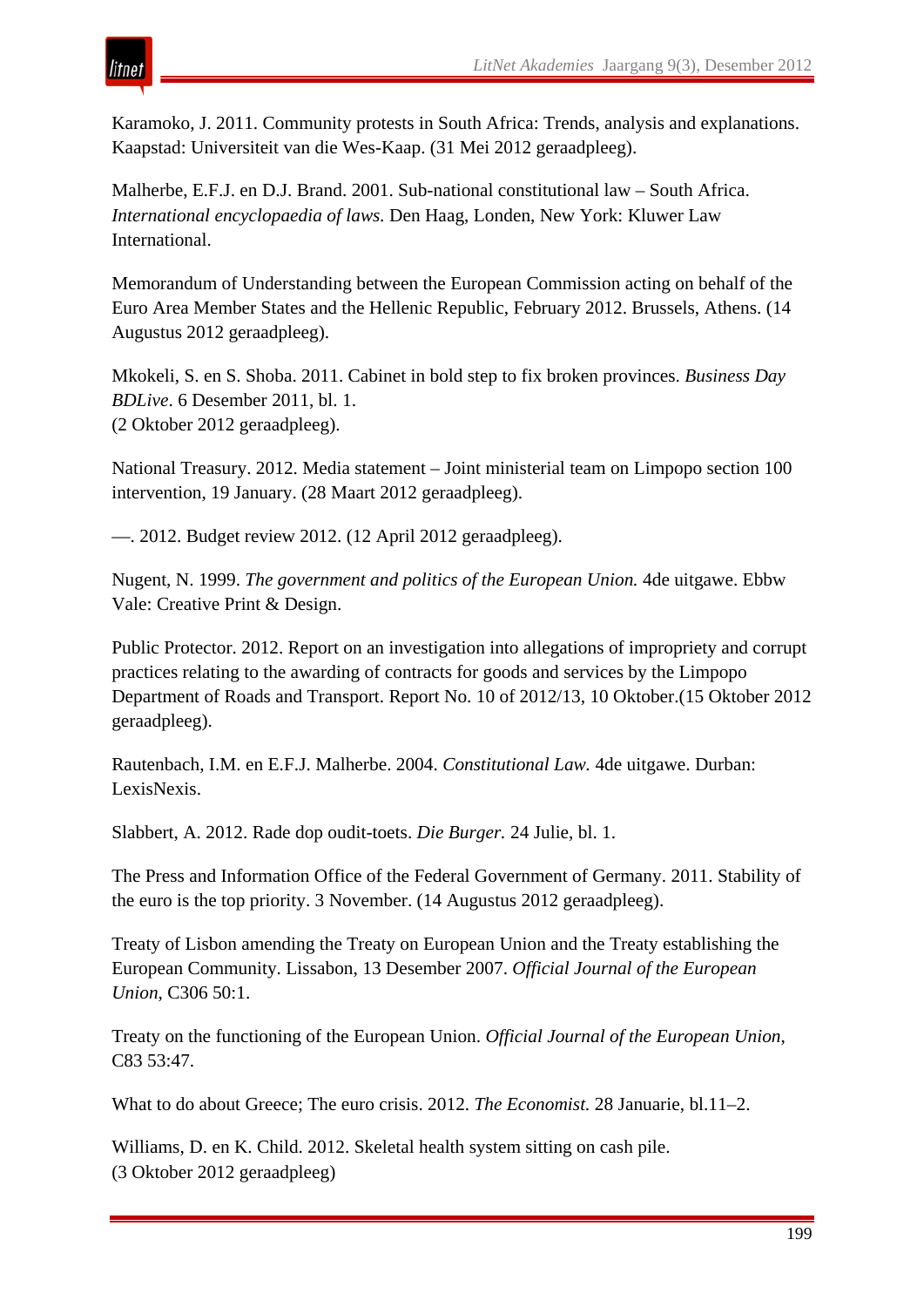Karamoko, J. 2011. Community protests in South Africa: Trends, analysis and explanations. Kaapstad: Universiteit van die Wes-Kaap. (31 Mei 2012 geraadpleeg).

Malherbe, E.F.J. en D.J. Brand. 2001. Sub-national constitutional law – South Africa. *International encyclopaedia of laws.* Den Haag, Londen, New York: Kluwer Law International.

Memorandum of Understanding between the European Commission acting on behalf of the Euro Area Member States and the Hellenic Republic, February 2012. Brussels, Athens. (14 Augustus 2012 geraadpleeg).

Mkokeli, S. en S. Shoba. 2011. Cabinet in bold step to fix broken provinces. *Business Day BDLive*. 6 Desember 2011, bl. 1.
(2 Oktober 2012 geraadpleeg).

National Treasury. 2012. Media statement – Joint ministerial team on Limpopo section 100 intervention, 19 January. (28 Maart 2012 geraadpleeg).

—. 2012. Budget review 2012. (12 April 2012 geraadpleeg).

Nugent, N. 1999. *The government and politics of the European Union.* 4de uitgawe. Ebbw Vale: Creative Print & Design.

Public Protector. 2012. Report on an investigation into allegations of impropriety and corrupt practices relating to the awarding of contracts for goods and services by the Limpopo Department of Roads and Transport. Report No. 10 of 2012/13, 10 Oktober.(15 Oktober 2012 geraadpleeg).

Rautenbach, I.M. en E.F.J. Malherbe. 2004. *Constitutional Law.* 4de uitgawe. Durban: LexisNexis.

Slabbert, A. 2012. Rade dop oudit-toets. *Die Burger.* 24 Julie, bl. 1.

The Press and Information Office of the Federal Government of Germany. 2011. Stability of the euro is the top priority. 3 November. (14 Augustus 2012 geraadpleeg).

Treaty of Lisbon amending the Treaty on European Union and the Treaty establishing the European Community. Lissabon, 13 Desember 2007. *Official Journal of the European Union*, C306 50:1.

Treaty on the functioning of the European Union. *Official Journal of the European Union*, C83 53:47.

What to do about Greece; The euro crisis. 2012. *The Economist.* 28 Januarie, bl.11–2.

Williams, D. en K. Child. 2012. Skeletal health system sitting on cash pile.
(3 Oktober 2012 geraadpleeg)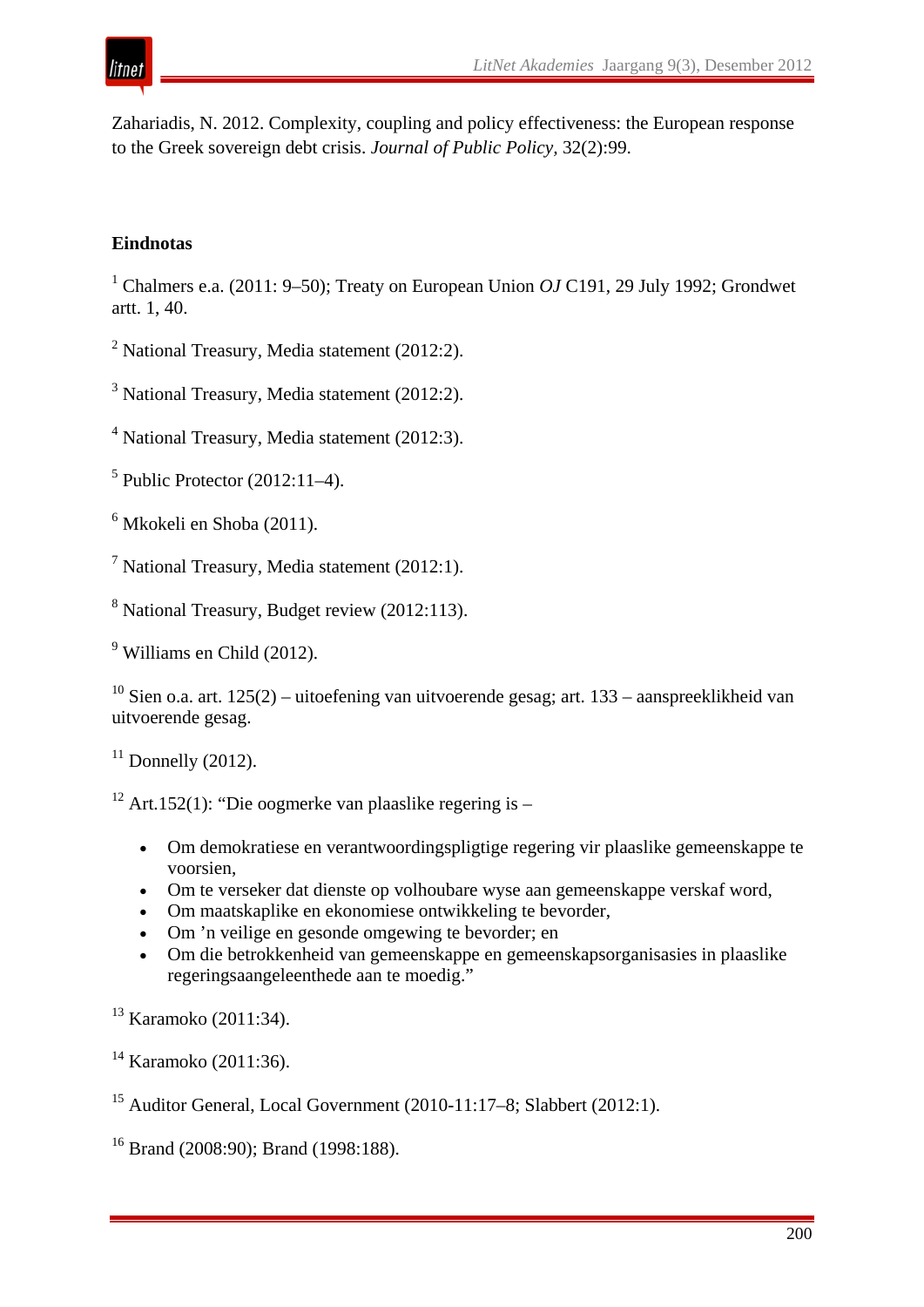Zahariadis, N. 2012. Complexity, coupling and policy effectiveness: the European response to the Greek sovereign debt crisis. *Journal of Public Policy*, 32(2):99.

**Eindnotas**

[1] Chalmers e.a. (2011: 9–50); Treaty on European Union *OJ* C191, 29 July 1992; Grondwet artt. 1, 40.

[2] National Treasury, Media statement (2012:2).

[3] National Treasury, Media statement (2012:2).

[4] National Treasury, Media statement (2012:3).

[5] Public Protector (2012:11–4).

[6] Mkokeli en Shoba (2011).

[7] National Treasury, Media statement (2012:1).

[8] National Treasury, Budget review (2012:113).

[9] Williams en Child (2012).

[10] Sien o.a. art. 125(2) – uitoefening van uitvoerende gesag; art. 133 – aanspreeklikheid van uitvoerende gesag.

[11] Donnelly (2012).

[12] Art.152(1): "Die oogmerke van plaaslike regering is –

- Om demokratiese en verantwoordingspligtige regering vir plaaslike gemeenskappe te voorsien,
- Om te verseker dat dienste op volhoubare wyse aan gemeenskappe verskaf word,
- Om maatskaplike en ekonomiese ontwikkeling te bevorder,
- Om 'n veilige en gesonde omgewing te bevorder; en
- Om die betrokkenheid van gemeenskappe en gemeenskapsorganisasies in plaaslike regeringsaangeleenthede aan te moedig."

[13] Karamoko (2011:34).

[14] Karamoko (2011:36).

[15] Auditor General, Local Government (2010-11:17–8; Slabbert (2012:1).

[16] Brand (2008:90); Brand (1998:188).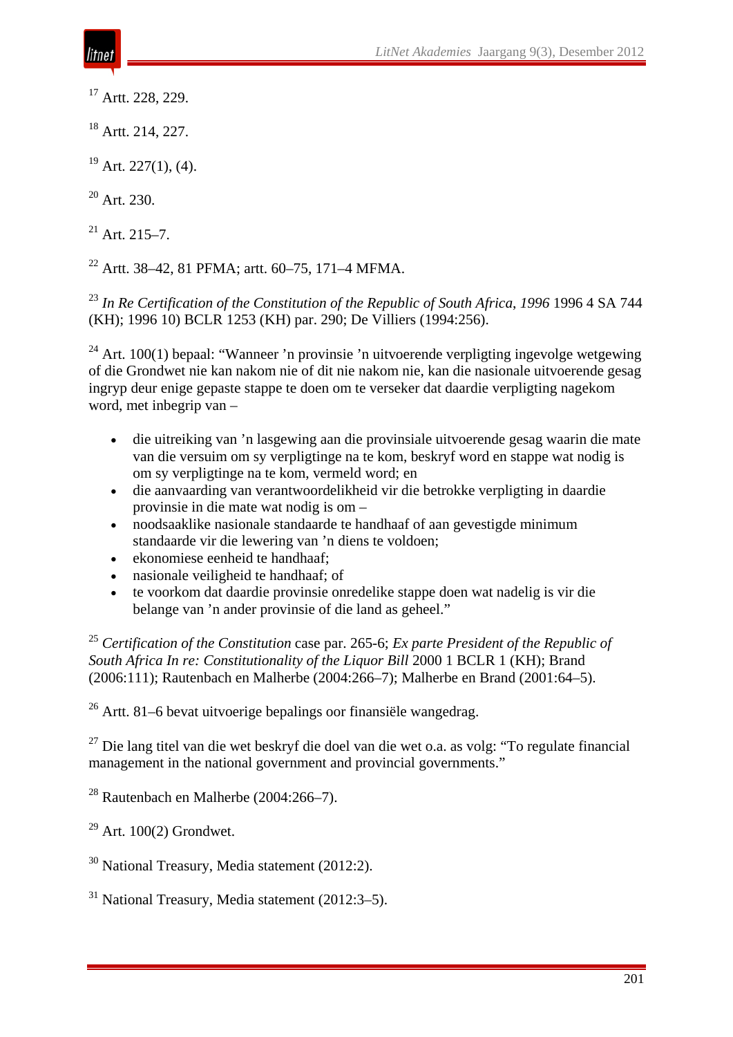[17] Artt. 228, 229.

[18] Artt. 214, 227.

[19] Art. 227(1), (4).

[20] Art. 230.

[21] Art. 215–7.

[22] Artt. 38–42, 81 PFMA; artt. 60–75, 171–4 MFMA.

[23] *In Re Certification of the Constitution of the Republic of South Africa, 1996* 1996 4 SA 744 (KH); 1996 10) BCLR 1253 (KH) par. 290; De Villiers (1994:256).

[24] Art. 100(1) bepaal: "Wanneer 'n provinsie 'n uitvoerende verpligting ingevolge wetgewing of die Grondwet nie kan nakom nie of dit nie nakom nie, kan die nasionale uitvoerende gesag ingryp deur enige gepaste stappe te doen om te verseker dat daardie verpligting nagekom word, met inbegrip van –

- die uitreiking van 'n lasgewing aan die provinsiale uitvoerende gesag waarin die mate van die versuim om sy verpligtinge na te kom, beskryf word en stappe wat nodig is om sy verpligtinge na te kom, vermeld word; en
- die aanvaarding van verantwoordelikheid vir die betrokke verpligting in daardie provinsie in die mate wat nodig is om –
- noodsaaklike nasionale standaarde te handhaaf of aan gevestigde minimum standaarde vir die lewering van 'n diens te voldoen;
- ekonomiese eenheid te handhaaf;
- nasionale veiligheid te handhaaf; of
- te voorkom dat daardie provinsie onredelike stappe doen wat nadelig is vir die belange van 'n ander provinsie of die land as geheel."

[25] *Certification of the Constitution* case par. 265-6; *Ex parte President of the Republic of South Africa In re: Constitutionality of the Liquor Bill* 2000 1 BCLR 1 (KH); Brand (2006:111); Rautenbach en Malherbe (2004:266–7); Malherbe en Brand (2001:64–5).

[26] Artt. 81–6 bevat uitvoerige bepalings oor finansiële wangedrag.

[27] Die lang titel van die wet beskryf die doel van die wet o.a. as volg: "To regulate financial management in the national government and provincial governments."

[28] Rautenbach en Malherbe (2004:266–7).

[29] Art. 100(2) Grondwet.

[30] National Treasury, Media statement (2012:2).

[31] National Treasury, Media statement (2012:3–5).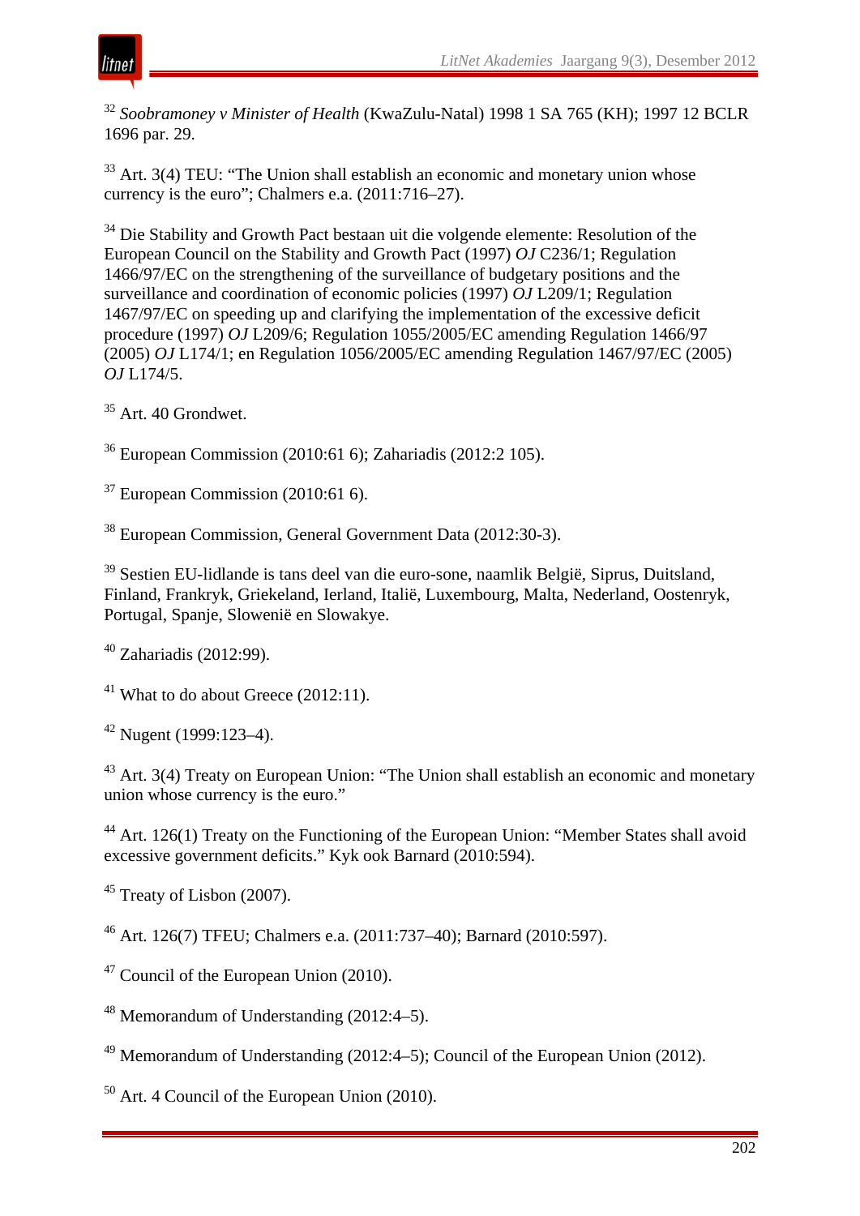[32] *Soobramoney v Minister of Health* (KwaZulu-Natal) 1998 1 SA 765 (KH); 1997 12 BCLR 1696 par. 29.

[33] Art. 3(4) TEU: "The Union shall establish an economic and monetary union whose currency is the euro"; Chalmers e.a. (2011:716–27).

[34] Die Stability and Growth Pact bestaan uit die volgende elemente: Resolution of the European Council on the Stability and Growth Pact (1997) *OJ* C236/1; Regulation 1466/97/EC on the strengthening of the surveillance of budgetary positions and the surveillance and coordination of economic policies (1997) *OJ* L209/1; Regulation 1467/97/EC on speeding up and clarifying the implementation of the excessive deficit procedure (1997) *OJ* L209/6; Regulation 1055/2005/EC amending Regulation 1466/97 (2005) *OJ* L174/1; en Regulation 1056/2005/EC amending Regulation 1467/97/EC (2005) *OJ* L174/5.

[35] Art. 40 Grondwet.

[36] European Commission (2010:61 6); Zahariadis (2012:2 105).

[37] European Commission (2010:61 6).

[38] European Commission, General Government Data (2012:30-3).

[39] Sestien EU-lidlande is tans deel van die euro-sone, naamlik België, Siprus, Duitsland, Finland, Frankryk, Griekeland, Ierland, Italië, Luxembourg, Malta, Nederland, Oostenryk, Portugal, Spanje, Slowenië en Slowakye.

[40] Zahariadis (2012:99).

[41] What to do about Greece (2012:11).

[42] Nugent (1999:123–4).

[43] Art. 3(4) Treaty on European Union: "The Union shall establish an economic and monetary union whose currency is the euro."

[44] Art. 126(1) Treaty on the Functioning of the European Union: "Member States shall avoid excessive government deficits." Kyk ook Barnard (2010:594).

[45] Treaty of Lisbon (2007).

[46] Art. 126(7) TFEU; Chalmers e.a. (2011:737–40); Barnard (2010:597).

[47] Council of the European Union (2010).

[48] Memorandum of Understanding (2012:4–5).

[49] Memorandum of Understanding (2012:4–5); Council of the European Union (2012).

[50] Art. 4 Council of the European Union (2010).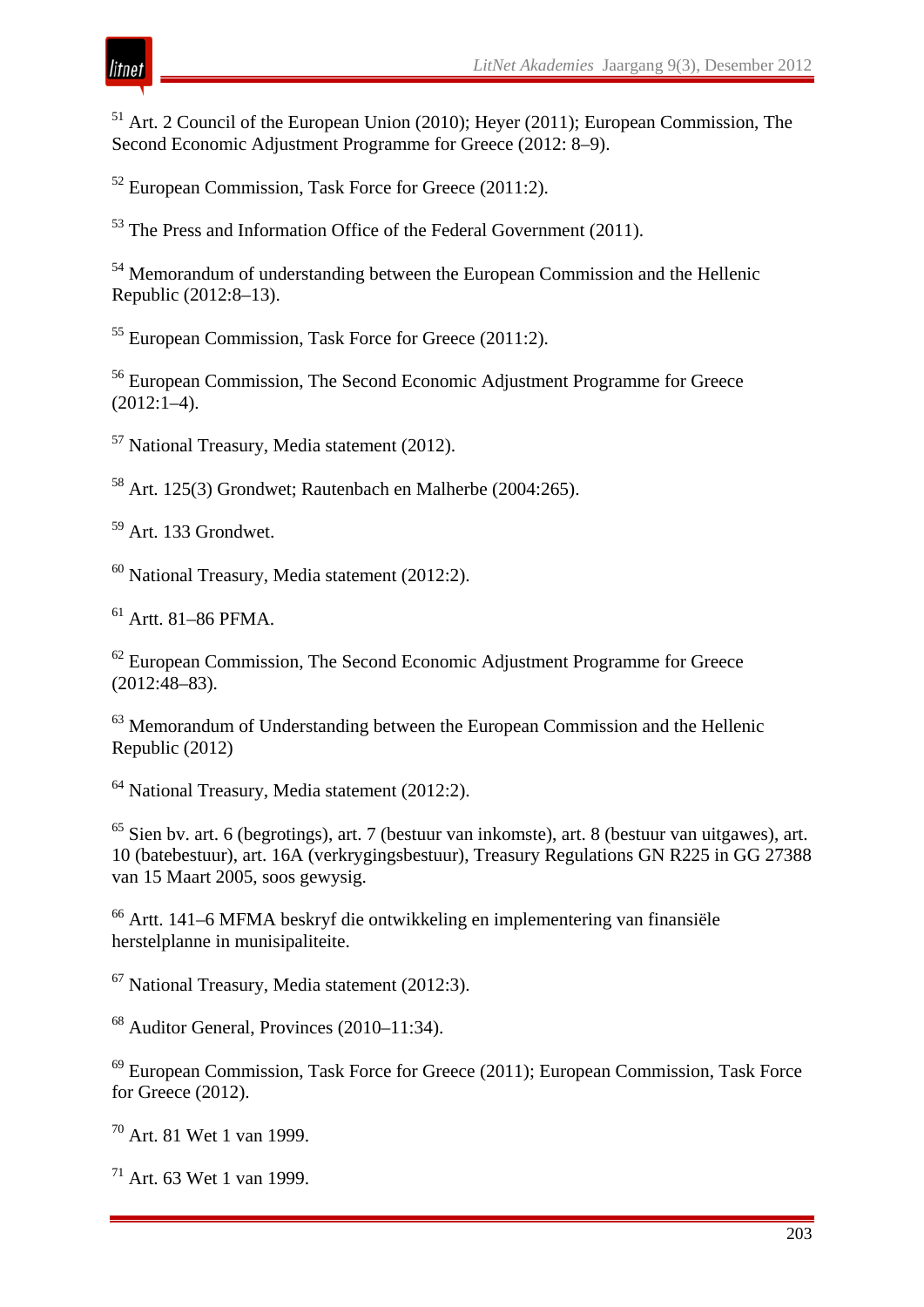[51] Art. 2 Council of the European Union (2010); Heyer (2011); European Commission, The Second Economic Adjustment Programme for Greece (2012: 8–9).

[52] European Commission, Task Force for Greece (2011:2).

[53] The Press and Information Office of the Federal Government (2011).

[54] Memorandum of understanding between the European Commission and the Hellenic Republic (2012:8–13).

[55] European Commission, Task Force for Greece (2011:2).

[56] European Commission, The Second Economic Adjustment Programme for Greece (2012:1–4).

[57] National Treasury, Media statement (2012).

[58] Art. 125(3) Grondwet; Rautenbach en Malherbe (2004:265).

[59] Art. 133 Grondwet.

[60] National Treasury, Media statement (2012:2).

[61] Artt. 81–86 PFMA.

[62] European Commission, The Second Economic Adjustment Programme for Greece (2012:48–83).

[63] Memorandum of Understanding between the European Commission and the Hellenic Republic (2012)

[64] National Treasury, Media statement (2012:2).

[65] Sien bv. art. 6 (begrotings), art. 7 (bestuur van inkomste), art. 8 (bestuur van uitgawes), art. 10 (batebestuur), art. 16A (verkrygingsbestuur), Treasury Regulations GN R225 in GG 27388 van 15 Maart 2005, soos gewysig.

[66] Artt. 141–6 MFMA beskryf die ontwikkeling en implementering van finansiële herstelplanne in munisipaliteite.

[67] National Treasury, Media statement (2012:3).

[68] Auditor General, Provinces (2010–11:34).

[69] European Commission, Task Force for Greece (2011); European Commission, Task Force for Greece (2012).

[70] Art. 81 Wet 1 van 1999.

[71] Art. 63 Wet 1 van 1999.